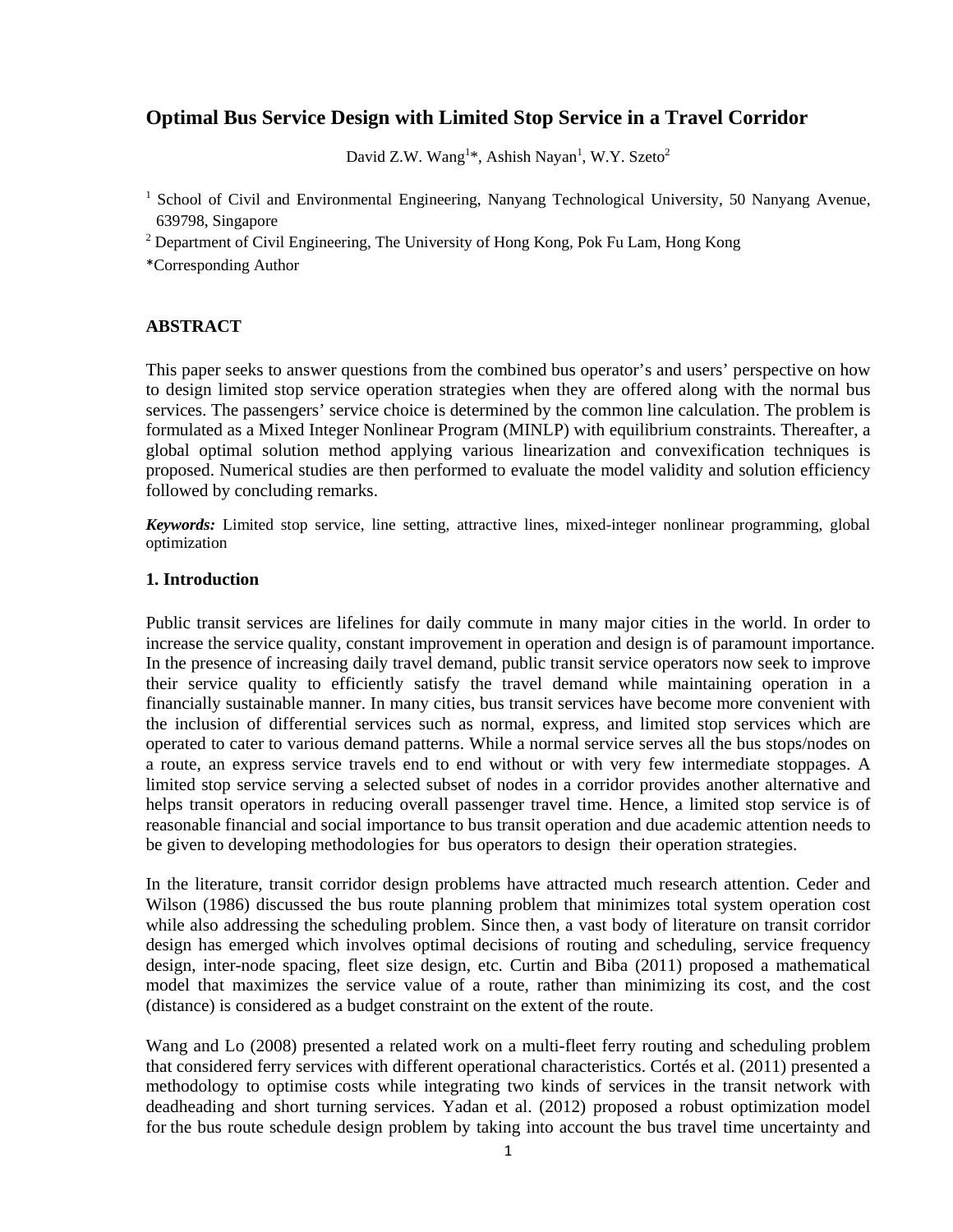# Optimal Bus Service Design with Limited Stop Service in a Travel Corridor

David Z.W. Wang[1]*, Ashish Nayan[1], W.Y. Szeto[2]

[1] School of Civil and Environmental Engineering, Nanyang Technological University, 50 Nanyang Avenue, 639798, Singapore

[2] Department of Civil Engineering, The University of Hong Kong, Pok Fu Lam, Hong Kong

*Corresponding Author

## ABSTRACT

This paper seeks to answer questions from the combined bus operator's and users' perspective on how to design limited stop service operation strategies when they are offered along with the normal bus services. The passengers' service choice is determined by the common line calculation. The problem is formulated as a Mixed Integer Nonlinear Program (MINLP) with equilibrium constraints. Thereafter, a global optimal solution method applying various linearization and convexification techniques is proposed. Numerical studies are then performed to evaluate the model validity and solution efficiency followed by concluding remarks.

***Keywords:*** Limited stop service, line setting, attractive lines, mixed-integer nonlinear programming, global optimization

## 1. Introduction

Public transit services are lifelines for daily commute in many major cities in the world. In order to increase the service quality, constant improvement in operation and design is of paramount importance. In the presence of increasing daily travel demand, public transit service operators now seek to improve their service quality to efficiently satisfy the travel demand while maintaining operation in a financially sustainable manner. In many cities, bus transit services have become more convenient with the inclusion of differential services such as normal, express, and limited stop services which are operated to cater to various demand patterns. While a normal service serves all the bus stops/nodes on a route, an express service travels end to end without or with very few intermediate stoppages. A limited stop service serving a selected subset of nodes in a corridor provides another alternative and helps transit operators in reducing overall passenger travel time. Hence, a limited stop service is of reasonable financial and social importance to bus transit operation and due academic attention needs to be given to developing methodologies for bus operators to design their operation strategies.

In the literature, transit corridor design problems have attracted much research attention. Ceder and Wilson (1986) discussed the bus route planning problem that minimizes total system operation cost while also addressing the scheduling problem. Since then, a vast body of literature on transit corridor design has emerged which involves optimal decisions of routing and scheduling, service frequency design, inter-node spacing, fleet size design, etc. Curtin and Biba (2011) proposed a mathematical model that maximizes the service value of a route, rather than minimizing its cost, and the cost (distance) is considered as a budget constraint on the extent of the route.

Wang and Lo (2008) presented a related work on a multi-fleet ferry routing and scheduling problem that considered ferry services with different operational characteristics. Cortés et al. (2011) presented a methodology to optimise costs while integrating two kinds of services in the transit network with deadheading and short turning services. Yadan et al. (2012) proposed a robust optimization model for the bus route schedule design problem by taking into account the bus travel time uncertainty and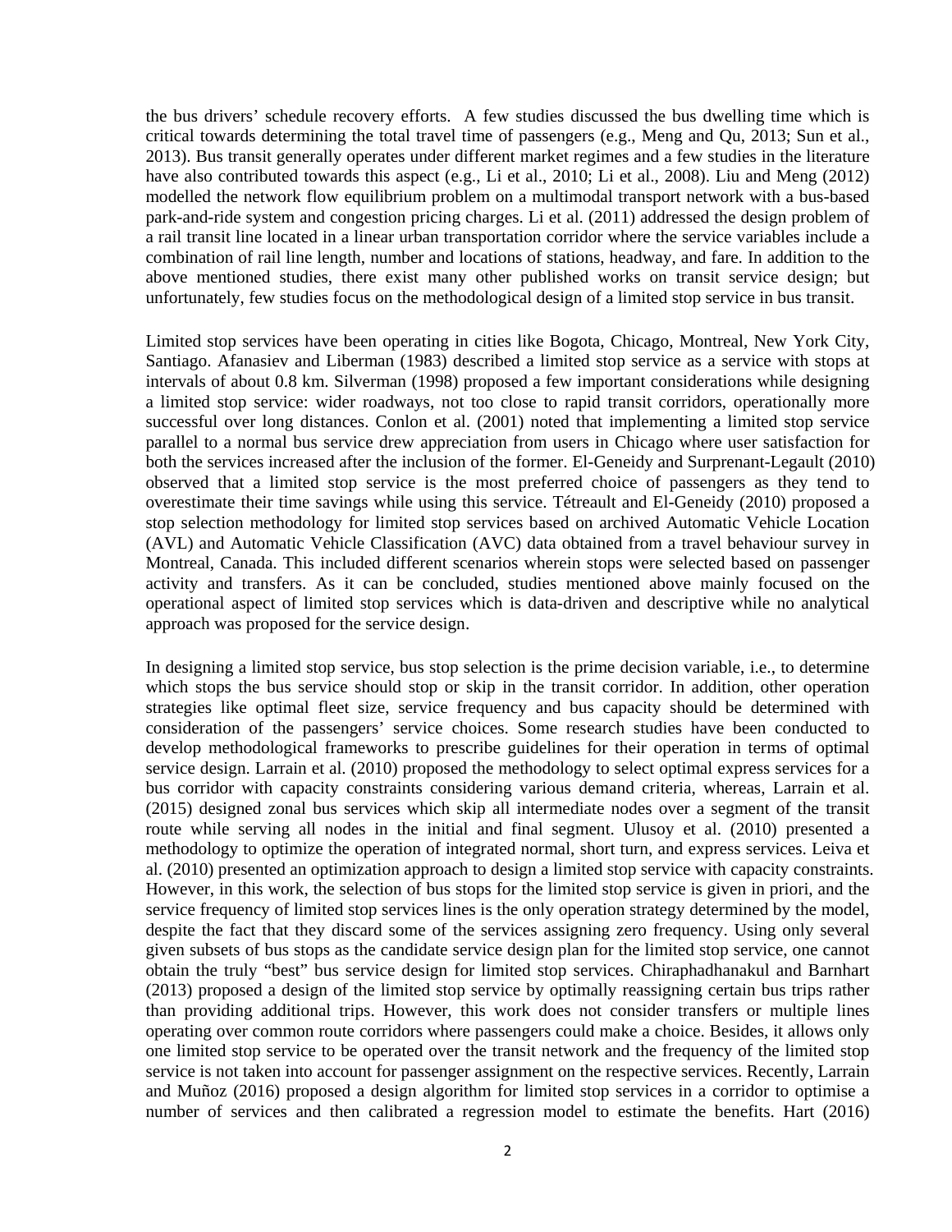the bus drivers' schedule recovery efforts. A few studies discussed the bus dwelling time which is critical towards determining the total travel time of passengers (e.g., Meng and Qu, 2013; Sun et al., 2013). Bus transit generally operates under different market regimes and a few studies in the literature have also contributed towards this aspect (e.g., Li et al., 2010; Li et al., 2008). Liu and Meng (2012) modelled the network flow equilibrium problem on a multimodal transport network with a bus-based park-and-ride system and congestion pricing charges. Li et al. (2011) addressed the design problem of a rail transit line located in a linear urban transportation corridor where the service variables include a combination of rail line length, number and locations of stations, headway, and fare. In addition to the above mentioned studies, there exist many other published works on transit service design; but unfortunately, few studies focus on the methodological design of a limited stop service in bus transit.

Limited stop services have been operating in cities like Bogota, Chicago, Montreal, New York City, Santiago. Afanasiev and Liberman (1983) described a limited stop service as a service with stops at intervals of about 0.8 km. Silverman (1998) proposed a few important considerations while designing a limited stop service: wider roadways, not too close to rapid transit corridors, operationally more successful over long distances. Conlon et al. (2001) noted that implementing a limited stop service parallel to a normal bus service drew appreciation from users in Chicago where user satisfaction for both the services increased after the inclusion of the former. El-Geneidy and Surprenant-Legault (2010) observed that a limited stop service is the most preferred choice of passengers as they tend to overestimate their time savings while using this service. Tétreault and El-Geneidy (2010) proposed a stop selection methodology for limited stop services based on archived Automatic Vehicle Location (AVL) and Automatic Vehicle Classification (AVC) data obtained from a travel behaviour survey in Montreal, Canada. This included different scenarios wherein stops were selected based on passenger activity and transfers. As it can be concluded, studies mentioned above mainly focused on the operational aspect of limited stop services which is data-driven and descriptive while no analytical approach was proposed for the service design.

In designing a limited stop service, bus stop selection is the prime decision variable, i.e., to determine which stops the bus service should stop or skip in the transit corridor. In addition, other operation strategies like optimal fleet size, service frequency and bus capacity should be determined with consideration of the passengers' service choices. Some research studies have been conducted to develop methodological frameworks to prescribe guidelines for their operation in terms of optimal service design. Larrain et al. (2010) proposed the methodology to select optimal express services for a bus corridor with capacity constraints considering various demand criteria, whereas, Larrain et al. (2015) designed zonal bus services which skip all intermediate nodes over a segment of the transit route while serving all nodes in the initial and final segment. Ulusoy et al. (2010) presented a methodology to optimize the operation of integrated normal, short turn, and express services. Leiva et al. (2010) presented an optimization approach to design a limited stop service with capacity constraints. However, in this work, the selection of bus stops for the limited stop service is given in priori, and the service frequency of limited stop services lines is the only operation strategy determined by the model, despite the fact that they discard some of the services assigning zero frequency. Using only several given subsets of bus stops as the candidate service design plan for the limited stop service, one cannot obtain the truly "best" bus service design for limited stop services. Chiraphadhanakul and Barnhart (2013) proposed a design of the limited stop service by optimally reassigning certain bus trips rather than providing additional trips. However, this work does not consider transfers or multiple lines operating over common route corridors where passengers could make a choice. Besides, it allows only one limited stop service to be operated over the transit network and the frequency of the limited stop service is not taken into account for passenger assignment on the respective services. Recently, Larrain and Muñoz (2016) proposed a design algorithm for limited stop services in a corridor to optimise a number of services and then calibrated a regression model to estimate the benefits. Hart (2016)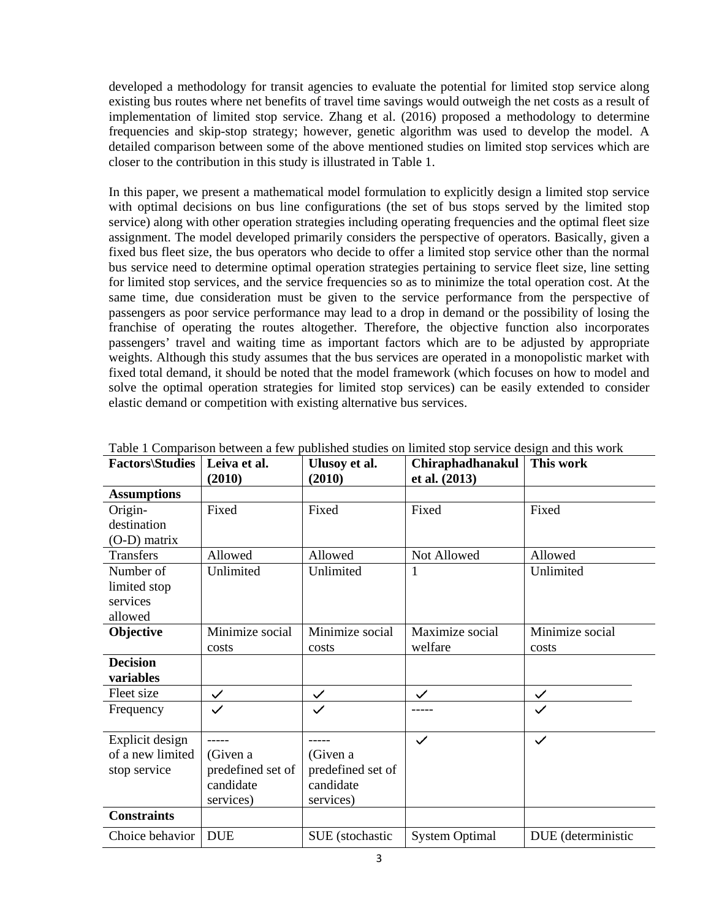developed a methodology for transit agencies to evaluate the potential for limited stop service along existing bus routes where net benefits of travel time savings would outweigh the net costs as a result of implementation of limited stop service. Zhang et al. (2016) proposed a methodology to determine frequencies and skip-stop strategy; however, genetic algorithm was used to develop the model. A detailed comparison between some of the above mentioned studies on limited stop services which are closer to the contribution in this study is illustrated in Table 1.

In this paper, we present a mathematical model formulation to explicitly design a limited stop service with optimal decisions on bus line configurations (the set of bus stops served by the limited stop service) along with other operation strategies including operating frequencies and the optimal fleet size assignment. The model developed primarily considers the perspective of operators. Basically, given a fixed bus fleet size, the bus operators who decide to offer a limited stop service other than the normal bus service need to determine optimal operation strategies pertaining to service fleet size, line setting for limited stop services, and the service frequencies so as to minimize the total operation cost. At the same time, due consideration must be given to the service performance from the perspective of passengers as poor service performance may lead to a drop in demand or the possibility of losing the franchise of operating the routes altogether. Therefore, the objective function also incorporates passengers' travel and waiting time as important factors which are to be adjusted by appropriate weights. Although this study assumes that the bus services are operated in a monopolistic market with fixed total demand, it should be noted that the model framework (which focuses on how to model and solve the optimal operation strategies for limited stop services) can be easily extended to consider elastic demand or competition with existing alternative bus services.

Table 1 Comparison between a few published studies on limited stop service design and this work

| **Factors\Studies** | **Leiva et al. (2010)** | **Ulusoy et al. (2010)** | **Chiraphadhanakul et al. (2013)** | **This work** |
|---|---|---|---|---|
| **Assumptions** | | | | |
| Origin-destination (O-D) matrix | Fixed | Fixed | Fixed | Fixed |
| Transfers | Allowed | Allowed | Not Allowed | Allowed |
| Number of limited stop services allowed | Unlimited | Unlimited | 1 | Unlimited |
| **Objective** | Minimize social costs | Minimize social costs | Maximize social welfare | Minimize social costs |
| **Decision variables** | | | | |
| Fleet size | ✓ | ✓ | ✓ | ✓ |
| Frequency | ✓ | ✓ | ----- | ✓ |
| Explicit design of a new limited stop service | ----- (Given a predefined set of candidate services) | ----- (Given a predefined set of candidate services) | ✓ | ✓ |
| **Constraints** | | | | |
| Choice behavior | DUE | SUE (stochastic | System Optimal | DUE (deterministic |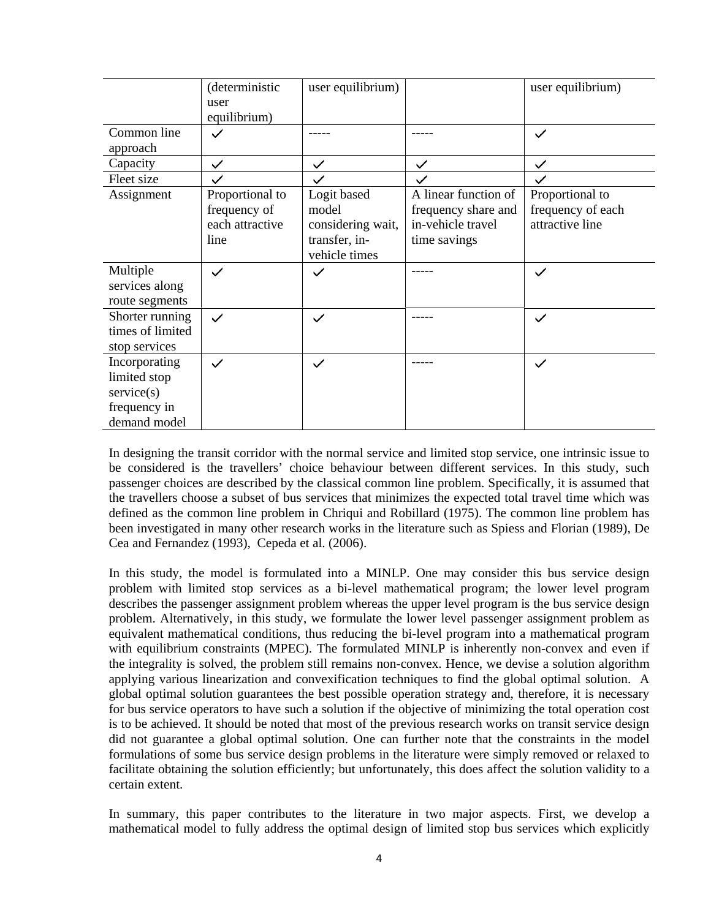| | | | | |
|---|---|---|---|---|
| | (deterministic user equilibrium) | user equilibrium) | | user equilibrium) |
| Common line approach | ✓ | ----- | ----- | ✓ |
| Capacity | ✓ | ✓ | ✓ | ✓ |
| Fleet size | ✓ | ✓ | ✓ | ✓ |
| Assignment | Proportional to frequency of each attractive line | Logit based model considering wait, transfer, in-vehicle times | A linear function of frequency share and in-vehicle travel time savings | Proportional to frequency of each attractive line |
| Multiple services along route segments | ✓ | ✓ | ----- | ✓ |
| Shorter running times of limited stop services | ✓ | ✓ | ----- | ✓ |
| Incorporating limited stop service(s) frequency in demand model | ✓ | ✓ | ----- | ✓ |

In designing the transit corridor with the normal service and limited stop service, one intrinsic issue to be considered is the travellers' choice behaviour between different services. In this study, such passenger choices are described by the classical common line problem. Specifically, it is assumed that the travellers choose a subset of bus services that minimizes the expected total travel time which was defined as the common line problem in Chriqui and Robillard (1975). The common line problem has been investigated in many other research works in the literature such as Spiess and Florian (1989), De Cea and Fernandez (1993), Cepeda et al. (2006).

In this study, the model is formulated into a MINLP. One may consider this bus service design problem with limited stop services as a bi-level mathematical program; the lower level program describes the passenger assignment problem whereas the upper level program is the bus service design problem. Alternatively, in this study, we formulate the lower level passenger assignment problem as equivalent mathematical conditions, thus reducing the bi-level program into a mathematical program with equilibrium constraints (MPEC). The formulated MINLP is inherently non-convex and even if the integrality is solved, the problem still remains non-convex. Hence, we devise a solution algorithm applying various linearization and convexification techniques to find the global optimal solution. A global optimal solution guarantees the best possible operation strategy and, therefore, it is necessary for bus service operators to have such a solution if the objective of minimizing the total operation cost is to be achieved. It should be noted that most of the previous research works on transit service design did not guarantee a global optimal solution. One can further note that the constraints in the model formulations of some bus service design problems in the literature were simply removed or relaxed to facilitate obtaining the solution efficiently; but unfortunately, this does affect the solution validity to a certain extent.

In summary, this paper contributes to the literature in two major aspects. First, we develop a mathematical model to fully address the optimal design of limited stop bus services which explicitly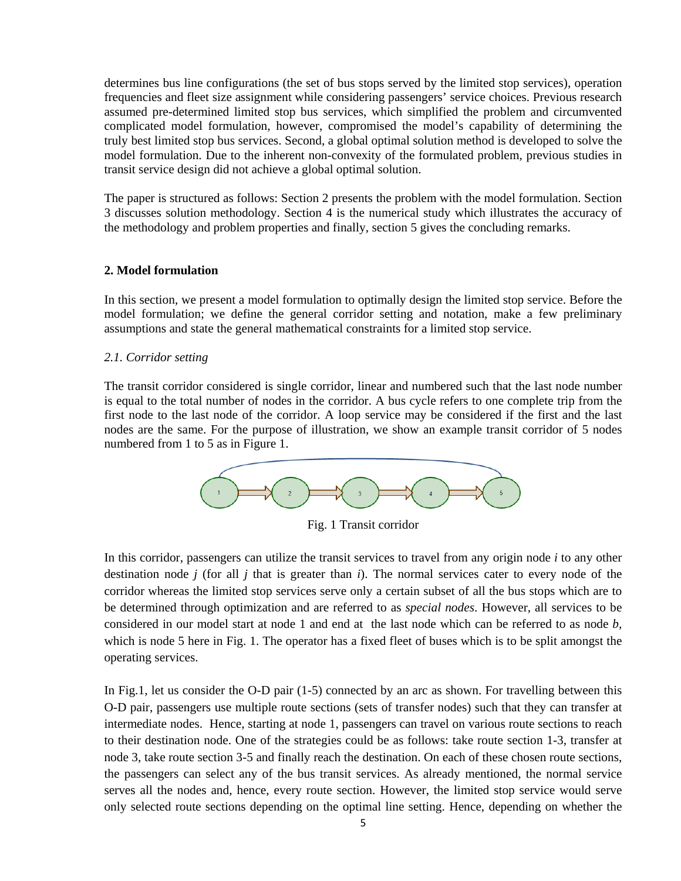determines bus line configurations (the set of bus stops served by the limited stop services), operation frequencies and fleet size assignment while considering passengers' service choices. Previous research assumed pre-determined limited stop bus services, which simplified the problem and circumvented complicated model formulation, however, compromised the model's capability of determining the truly best limited stop bus services. Second, a global optimal solution method is developed to solve the model formulation. Due to the inherent non-convexity of the formulated problem, previous studies in transit service design did not achieve a global optimal solution.

The paper is structured as follows: Section 2 presents the problem with the model formulation. Section 3 discusses solution methodology. Section 4 is the numerical study which illustrates the accuracy of the methodology and problem properties and finally, section 5 gives the concluding remarks.

## 2. Model formulation

In this section, we present a model formulation to optimally design the limited stop service. Before the model formulation; we define the general corridor setting and notation, make a few preliminary assumptions and state the general mathematical constraints for a limited stop service.

### *2.1. Corridor setting*

The transit corridor considered is single corridor, linear and numbered such that the last node number is equal to the total number of nodes in the corridor. A bus cycle refers to one complete trip from the first node to the last node of the corridor. A loop service may be considered if the first and the last nodes are the same. For the purpose of illustration, we show an example transit corridor of 5 nodes numbered from 1 to 5 as in Figure 1.

Fig. 1 Transit corridor

In this corridor, passengers can utilize the transit services to travel from any origin node $i$ to any other destination node $j$ (for all $j$ that is greater than $i$). The normal services cater to every node of the corridor whereas the limited stop services serve only a certain subset of all the bus stops which are to be determined through optimization and are referred to as *special nodes*. However, all services to be considered in our model start at node 1 and end at the last node which can be referred to as node $b$, which is node 5 here in Fig. 1. The operator has a fixed fleet of buses which is to be split amongst the operating services.

In Fig.1, let us consider the O-D pair (1-5) connected by an arc as shown. For travelling between this O-D pair, passengers use multiple route sections (sets of transfer nodes) such that they can transfer at intermediate nodes. Hence, starting at node 1, passengers can travel on various route sections to reach to their destination node. One of the strategies could be as follows: take route section 1-3, transfer at node 3, take route section 3-5 and finally reach the destination. On each of these chosen route sections, the passengers can select any of the bus transit services. As already mentioned, the normal service serves all the nodes and, hence, every route section. However, the limited stop service would serve only selected route sections depending on the optimal line setting. Hence, depending on whether the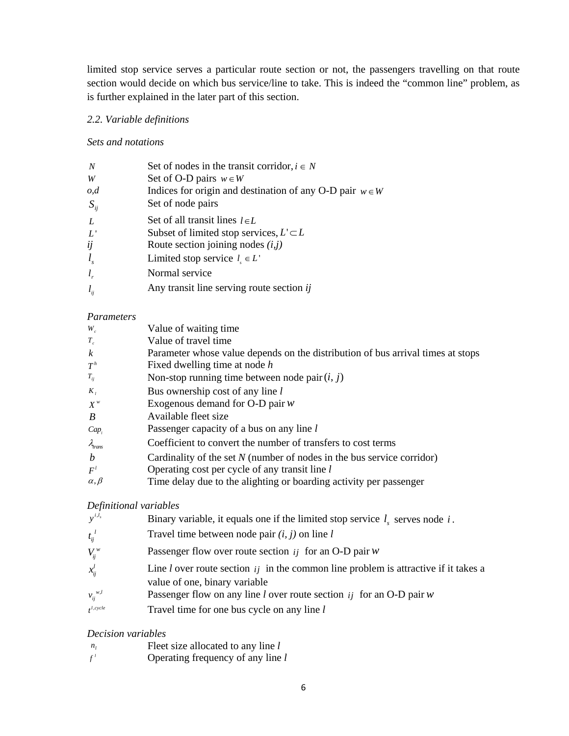limited stop service serves a particular route section or not, the passengers travelling on that route section would decide on which bus service/line to take. This is indeed the "common line" problem, as is further explained in the later part of this section.

*2.2. Variable definitions*

*Sets and notations*

| | |
|---|---|
| $N$ | Set of nodes in the transit corridor, $i \in N$ |
| $W$ | Set of O-D pairs $w \in W$ |
| $o,d$ | Indices for origin and destination of any O-D pair $w \in W$ |
| $S_{ij}$ | Set of node pairs |
| $L$ | Set of all transit lines $l \in L$ |
| $L'$ | Subset of limited stop services, $L' \subset L$ |
| $ij$ | Route section joining nodes *(i,j)* |
| $l_s$ | Limited stop service $l_s \in L'$ |
| $l_r$ | Normal service |
| $l_{ij}$ | Any transit line serving route section *ij* |

*Parameters*

| | |
|---|---|
| $W_c$ | Value of waiting time |
| $T_c$ | Value of travel time |
| $k$ | Parameter whose value depends on the distribution of bus arrival times at stops |
| $T^h$ | Fixed dwelling time at node *h* |
| $T_{ij}$ | Non-stop running time between node pair $(i, j)$ |
| $K_l$ | Bus ownership cost of any line *l* |
| $X^w$ | Exogenous demand for O-D pair $w$ |
| $B$ | Available fleet size |
| $Cap_l$ | Passenger capacity of a bus on any line *l* |
| $\lambda_{trans}$ | Coefficient to convert the number of transfers to cost terms |
| $b$ | Cardinality of the set *N* (number of nodes in the bus service corridor) |
| $F^l$ | Operating cost per cycle of any transit line *l* |
| $\alpha, \beta$ | Time delay due to the alighting or boarding activity per passenger |

*Definitional variables*

| | |
|---|---|
| $y^{i,l_s}$ | Binary variable, it equals one if the limited stop service $l_s$ serves node $i$. |
| $t_{ij}^{l}$ | Travel time between node pair *(i, j)* on line *l* |
| $V_{ij}^{w}$ | Passenger flow over route section $ij$ for an O-D pair $w$ |
| $x_{ij}^{l}$ | Line *l* over route section $ij$ in the common line problem is attractive if it takes a value of one, binary variable |
| $v_{ij}^{w,l}$ | Passenger flow on any line *l* over route section $ij$ for an O-D pair $w$ |
| $t^{l,cycle}$ | Travel time for one bus cycle on any line *l* |

*Decision variables*

| | |
|---|---|
| $n_l$ | Fleet size allocated to any line *l* |
| $f^l$ | Operating frequency of any line *l* |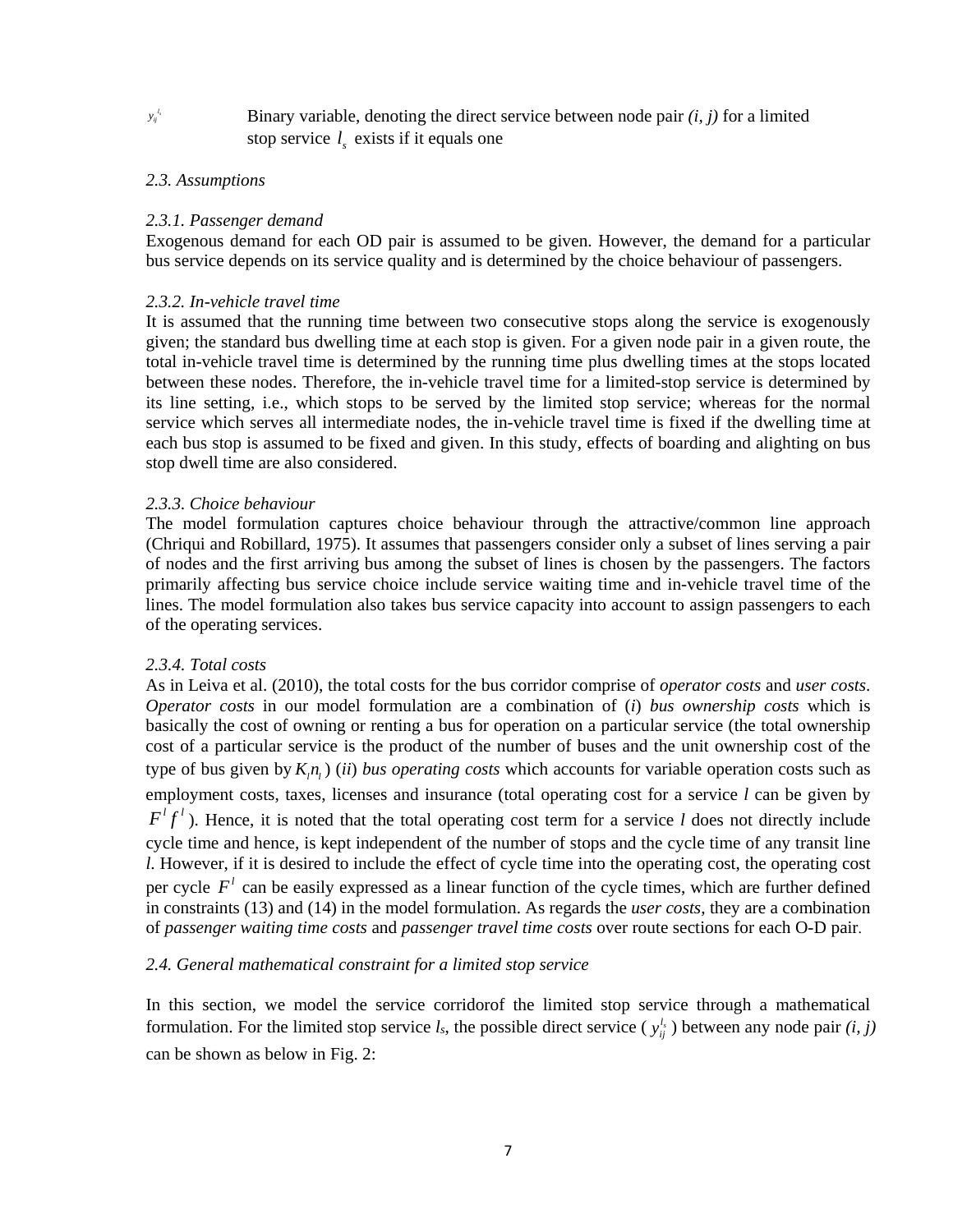$y_{ij}^{l_s}$ Binary variable, denoting the direct service between node pair *(i, j)* for a limited stop service $l_s$ exists if it equals one

*2.3. Assumptions*

*2.3.1. Passenger demand*

Exogenous demand for each OD pair is assumed to be given. However, the demand for a particular bus service depends on its service quality and is determined by the choice behaviour of passengers.

*2.3.2. In-vehicle travel time*

It is assumed that the running time between two consecutive stops along the service is exogenously given; the standard bus dwelling time at each stop is given. For a given node pair in a given route, the total in-vehicle travel time is determined by the running time plus dwelling times at the stops located between these nodes. Therefore, the in-vehicle travel time for a limited-stop service is determined by its line setting, i.e., which stops to be served by the limited stop service; whereas for the normal service which serves all intermediate nodes, the in-vehicle travel time is fixed if the dwelling time at each bus stop is assumed to be fixed and given. In this study, effects of boarding and alighting on bus stop dwell time are also considered.

*2.3.3. Choice behaviour*

The model formulation captures choice behaviour through the attractive/common line approach (Chriqui and Robillard, 1975). It assumes that passengers consider only a subset of lines serving a pair of nodes and the first arriving bus among the subset of lines is chosen by the passengers. The factors primarily affecting bus service choice include service waiting time and in-vehicle travel time of the lines. The model formulation also takes bus service capacity into account to assign passengers to each of the operating services.

*2.3.4. Total costs*

As in Leiva et al. (2010), the total costs for the bus corridor comprise of *operator costs* and *user costs*. *Operator costs* in our model formulation are a combination of (*i*) *bus ownership costs* which is basically the cost of owning or renting a bus for operation on a particular service (the total ownership cost of a particular service is the product of the number of buses and the unit ownership cost of the type of bus given by $K_l n_l$) (*ii*) *bus operating costs* which accounts for variable operation costs such as employment costs, taxes, licenses and insurance (total operating cost for a service *l* can be given by $F^l f^l$). Hence, it is noted that the total operating cost term for a service *l* does not directly include cycle time and hence, is kept independent of the number of stops and the cycle time of any transit line *l*. However, if it is desired to include the effect of cycle time into the operating cost, the operating cost per cycle $F^l$ can be easily expressed as a linear function of the cycle times, which are further defined in constraints (13) and (14) in the model formulation. As regards the *user costs*, they are a combination of *passenger waiting time costs* and *passenger travel time costs* over route sections for each O-D pair.

*2.4. General mathematical constraint for a limited stop service*

In this section, we model the service corridorof the limited stop service through a mathematical formulation. For the limited stop service *l<sub>s</sub>*, the possible direct service ( $y_{ij}^{l_s}$ ) between any node pair *(i, j)* can be shown as below in Fig. 2: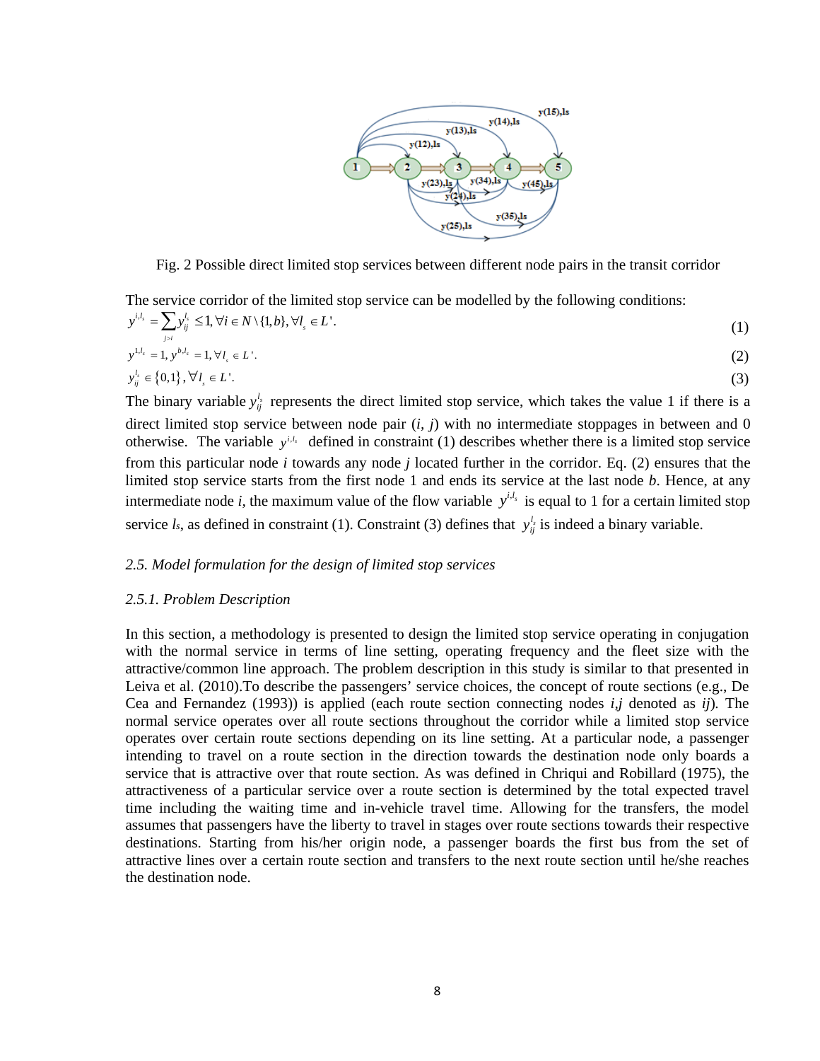Fig. 2 Possible direct limited stop services between different node pairs in the transit corridor

The service corridor of the limited stop service can be modelled by the following conditions:

$$y^{i,l_s} = \sum_{j>i} y_{ij}^{l_s} \leq 1, \forall i \in N \setminus \{1,b\}, \forall l_s \in L'. \tag{1}$$

$$y^{1,l_s} = 1, y^{b,l_s} = 1, \forall l_s \in L'. \tag{2}$$

$$y_{ij}^{l_s} \in \{0,1\}, \forall l_s \in L'. \tag{3}$$

The binary variable $y_{ij}^{l_s}$ represents the direct limited stop service, which takes the value 1 if there is a direct limited stop service between node pair (*i*, *j*) with no intermediate stoppages in between and 0 otherwise. The variable $y^{i,l_s}$ defined in constraint (1) describes whether there is a limited stop service from this particular node *i* towards any node *j* located further in the corridor. Eq. (2) ensures that the limited stop service starts from the first node 1 and ends its service at the last node *b*. Hence, at any intermediate node *i*, the maximum value of the flow variable $y^{i,l_s}$ is equal to 1 for a certain limited stop service $l_s$, as defined in constraint (1). Constraint (3) defines that $y_{ij}^{l_s}$ is indeed a binary variable.

### *2.5. Model formulation for the design of limited stop services*

#### *2.5.1. Problem Description*

In this section, a methodology is presented to design the limited stop service operating in conjugation with the normal service in terms of line setting, operating frequency and the fleet size with the attractive/common line approach. The problem description in this study is similar to that presented in Leiva et al. (2010).To describe the passengers' service choices, the concept of route sections (e.g., De Cea and Fernandez (1993)) is applied (each route section connecting nodes *i,j* denoted as *ij*). The normal service operates over all route sections throughout the corridor while a limited stop service operates over certain route sections depending on its line setting. At a particular node, a passenger intending to travel on a route section in the direction towards the destination node only boards a service that is attractive over that route section. As was defined in Chriqui and Robillard (1975), the attractiveness of a particular service over a route section is determined by the total expected travel time including the waiting time and in-vehicle travel time. Allowing for the transfers, the model assumes that passengers have the liberty to travel in stages over route sections towards their respective destinations. Starting from his/her origin node, a passenger boards the first bus from the set of attractive lines over a certain route section and transfers to the next route section until he/she reaches the destination node.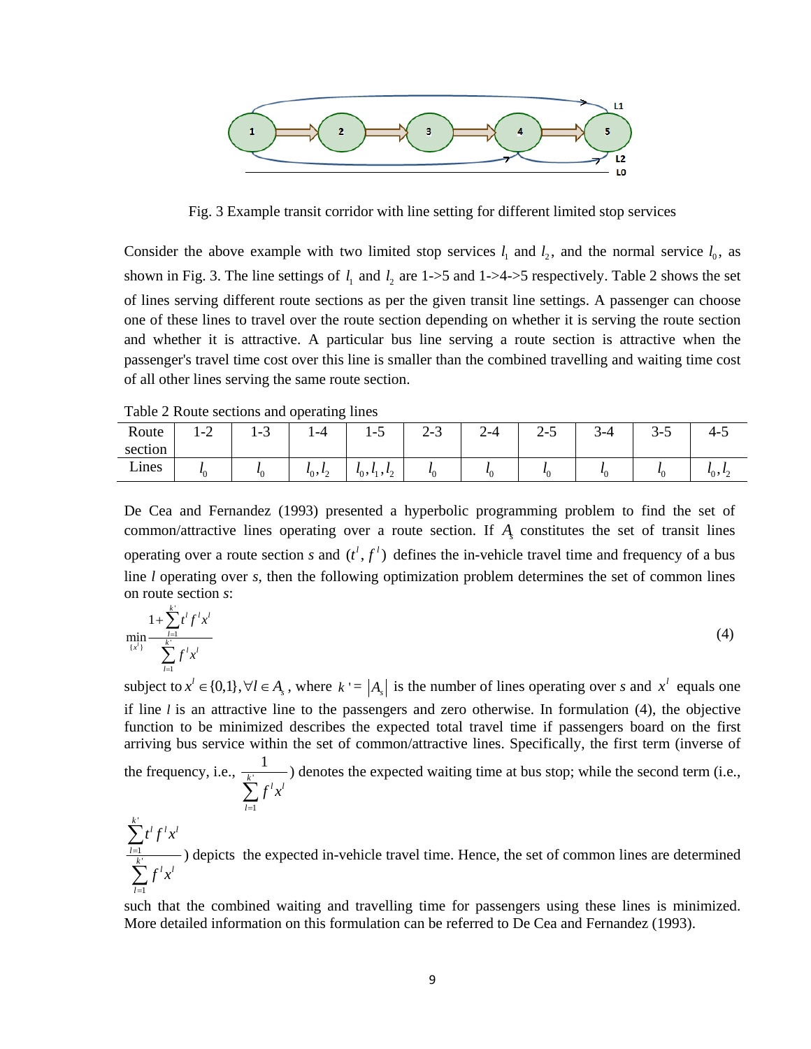Fig. 3 Example transit corridor with line setting for different limited stop services

Consider the above example with two limited stop services $l_1$ and $l_2$, and the normal service $l_0$, as shown in Fig. 3. The line settings of $l_1$ and $l_2$ are 1->5 and 1->4->5 respectively. Table 2 shows the set of lines serving different route sections as per the given transit line settings. A passenger can choose one of these lines to travel over the route section depending on whether it is serving the route section and whether it is attractive. A particular bus line serving a route section is attractive when the passenger's travel time cost over this line is smaller than the combined travelling and waiting time cost of all other lines serving the same route section.

Table 2 Route sections and operating lines

| Route section | 1-2 | 1-3 | 1-4 | 1-5 | 2-3 | 2-4 | 2-5 | 3-4 | 3-5 | 4-5 |
|---|---|---|---|---|---|---|---|---|---|---|
| Lines | $l_0$ | $l_0$ | $l_0, l_2$ | $l_0, l_1, l_2$ | $l_0$ | $l_0$ | $l_0$ | $l_0$ | $l_0$ | $l_0, l_2$ |

De Cea and Fernandez (1993) presented a hyperbolic programming problem to find the set of common/attractive lines operating over a route section. If $A_s$ constitutes the set of transit lines operating over a route section $s$ and $(t^l, f^l)$ defines the in-vehicle travel time and frequency of a bus line $l$ operating over $s$, then the following optimization problem determines the set of common lines on route section $s$:

$$\min_{\{x^l\}} \frac{1 + \sum_{l=1}^{k'} t^l f^l x^l}{\sum_{l=1}^{k'} f^l x^l} \tag{4}$$

subject to $x^l \in \{0,1\}, \forall l \in A_s$, where $k' = |A_s|$ is the number of lines operating over $s$ and $x^l$ equals one if line $l$ is an attractive line to the passengers and zero otherwise. In formulation (4), the objective function to be minimized describes the expected total travel time if passengers board on the first arriving bus service within the set of common/attractive lines. Specifically, the first term (inverse of the frequency, i.e., $\frac{1}{\sum_{l=1}^{k'} f^l x^l}$) denotes the expected waiting time at bus stop; while the second term (i.e., $\frac{\sum_{l=1}^{k'} t^l f^l x^l}{\sum_{l=1}^{k'} f^l x^l}$) depicts the expected in-vehicle travel time. Hence, the set of common lines are determined such that the combined waiting and travelling time for passengers using these lines is minimized. More detailed information on this formulation can be referred to De Cea and Fernandez (1993).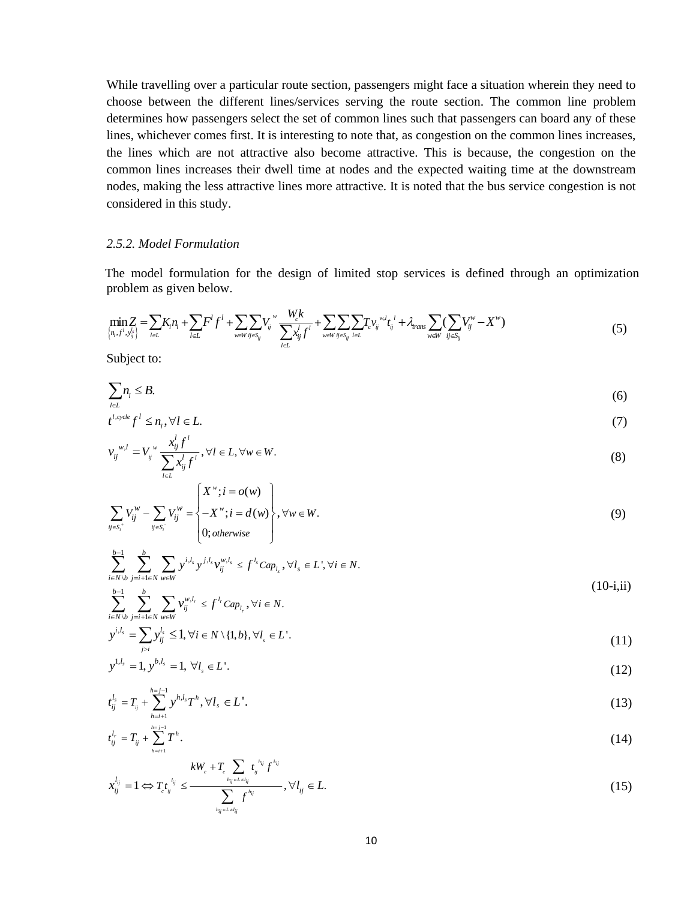While travelling over a particular route section, passengers might face a situation wherein they need to choose between the different lines/services serving the route section. The common line problem determines how passengers select the set of common lines such that passengers can board any of these lines, whichever comes first. It is interesting to note that, as congestion on the common lines increases, the lines which are not attractive also become attractive. This is because, the congestion on the common lines increases their dwell time at nodes and the expected waiting time at the downstream nodes, making the less attractive lines more attractive. It is noted that the bus service congestion is not considered in this study.

### *2.5.2. Model Formulation*

The model formulation for the design of limited stop services is defined through an optimization problem as given below.

$$\min_{\{n_l, f^l, y_{ij}^{l_s}\}} Z = \sum_{l \in L} K_l n_l + \sum_{l \in L} F^l f^l + \sum_{w \in W} \sum_{ij \in S_{ij}} V_{ij}^{\ w} \frac{W_c k}{\sum_{l \in L} x_{ij}^l f^l} + \sum_{w \in W} \sum_{ij \in S_{ij}} \sum_{l \in L} T_c v_{ij}^{\ w,l} t_{ij}^{\ l} + \lambda_{trans} \sum_{w \in W} (\sum_{ij \in S_{ij}} V_{ij}^w - X^w) \tag{5}$$

Subject to:

$$\sum_{l \in L} n_l \le B. \tag{6}$$

$$t^{l,cycle} f^{\,l} \le n_l, \forall l \in L. \tag{7}$$

$$v_{ij}^{\ w,l} = V_{ij}^{\ w} \frac{x_{ij}^l f^{\,l}}{\sum_{l \in L} x_{ij}^l f^{\,l}}, \forall l \in L, \forall w \in W. \tag{8}$$

$$\sum_{ij \in S_i^+} V_{ij}^w - \sum_{ij \in S_i^-} V_{ij}^w = \begin{Bmatrix} X^w; i = o(w) \\ -X^w; i = d(w) \\ 0; otherwise \end{Bmatrix}, \forall w \in W. \tag{9}$$

$$\begin{aligned} &\sum_{i \in N \setminus b}^{b-1} \sum_{j=i+1 \in N}^{b} \sum_{w \in W} y^{i,l_s} y^{j,l_s} v_{ij}^{w,l_s} \le f^{\,l_s} Cap_{l_s}, \forall l_s \in L', \forall i \in N. \\ &\sum_{i \in N \setminus b}^{b-1} \sum_{j=i+1 \in N}^{b} \sum_{w \in W} v_{ij}^{w,l_r} \le f^{\,l_r} Cap_{l_r}, \forall i \in N. \end{aligned} \tag{10-i,ii}$$

$$y^{i,l_s} = \sum_{j > i} y_{ij}^{l_s} \le 1, \forall i \in N \setminus \{1, b\}, \forall l_s \in L'. \tag{11}$$

$$y^{1,l_s} = 1, y^{b,l_s} = 1, \ \forall l_s \in L'. \tag{12}$$

$$t_{ij}^{l_s} = T_{ij} + \sum_{h=i+1}^{h=j-1} y^{h,l_s} T^h, \forall l_s \in L'. \tag{13}$$

$$t_{ij}^{l_r} = T_{ij} + \sum_{h=i+1}^{h=j-1} T^h. \tag{14}$$

$$x_{ij}^{l_{ij}} = 1 \Leftrightarrow T_c t_{ij}^{\ l_{ij}} \le \frac{kW_c + T_c \sum_{h_{ij} \in L \ne l_{ij}} t_{ij}^{\ h_{ij}} f^{\,h_{ij}}}{\sum_{h_{ij} \in L \ne l_{ij}} f^{\,h_{ij}}}, \forall l_{ij} \in L. \tag{15}$$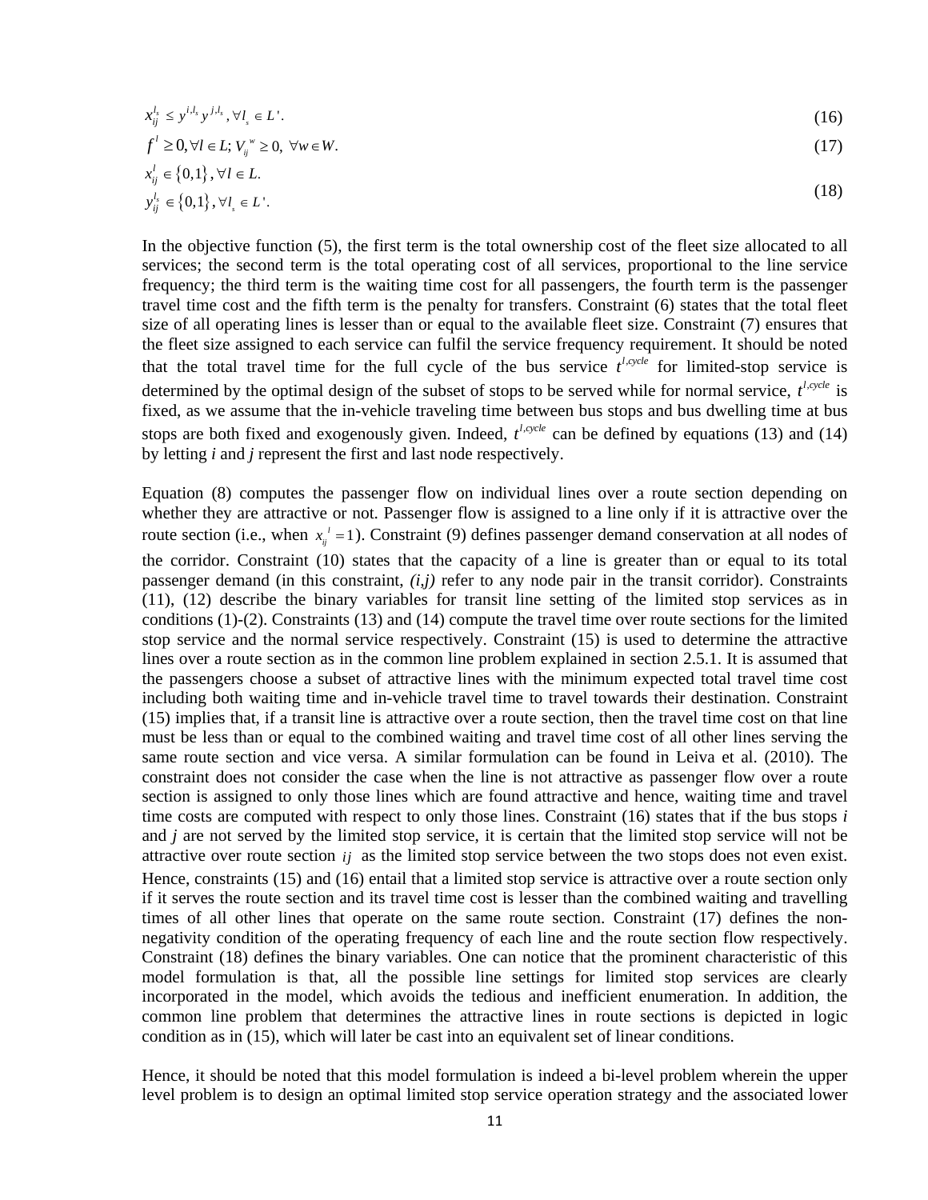$$x_{ij}^{l_s} \le y^{i,l_s} y^{j,l_s}, \forall l_s \in L'. \tag{16}$$

$$f^l \ge 0, \forall l \in L; V_{ij}^w \ge 0, \ \forall w \in W. \tag{17}$$

$$x_{ij}^l \in \{0,1\}, \forall l \in L. \quad y_{ij}^{l_s} \in \{0,1\}, \forall l_s \in L'. \tag{18}$$

In the objective function (5), the first term is the total ownership cost of the fleet size allocated to all services; the second term is the total operating cost of all services, proportional to the line service frequency; the third term is the waiting time cost for all passengers, the fourth term is the passenger travel time cost and the fifth term is the penalty for transfers. Constraint (6) states that the total fleet size of all operating lines is lesser than or equal to the available fleet size. Constraint (7) ensures that the fleet size assigned to each service can fulfil the service frequency requirement. It should be noted that the total travel time for the full cycle of the bus service $t^{l,cycle}$ for limited-stop service is determined by the optimal design of the subset of stops to be served while for normal service, $t^{l,cycle}$ is fixed, as we assume that the in-vehicle traveling time between bus stops and bus dwelling time at bus stops are both fixed and exogenously given. Indeed, $t^{l,cycle}$ can be defined by equations (13) and (14) by letting *i* and *j* represent the first and last node respectively.

Equation (8) computes the passenger flow on individual lines over a route section depending on whether they are attractive or not. Passenger flow is assigned to a line only if it is attractive over the route section (i.e., when $x_{ij}^l = 1$). Constraint (9) defines passenger demand conservation at all nodes of the corridor. Constraint (10) states that the capacity of a line is greater than or equal to its total passenger demand (in this constraint, *(i,j)* refer to any node pair in the transit corridor). Constraints (11), (12) describe the binary variables for transit line setting of the limited stop services as in conditions (1)-(2). Constraints (13) and (14) compute the travel time over route sections for the limited stop service and the normal service respectively. Constraint (15) is used to determine the attractive lines over a route section as in the common line problem explained in section 2.5.1. It is assumed that the passengers choose a subset of attractive lines with the minimum expected total travel time cost including both waiting time and in-vehicle travel time to travel towards their destination. Constraint (15) implies that, if a transit line is attractive over a route section, then the travel time cost on that line must be less than or equal to the combined waiting and travel time cost of all other lines serving the same route section and vice versa. A similar formulation can be found in Leiva et al. (2010). The constraint does not consider the case when the line is not attractive as passenger flow over a route section is assigned to only those lines which are found attractive and hence, waiting time and travel time costs are computed with respect to only those lines. Constraint (16) states that if the bus stops *i* and *j* are not served by the limited stop service, it is certain that the limited stop service will not be attractive over route section $ij$ as the limited stop service between the two stops does not even exist. Hence, constraints (15) and (16) entail that a limited stop service is attractive over a route section only if it serves the route section and its travel time cost is lesser than the combined waiting and travelling times of all other lines that operate on the same route section. Constraint (17) defines the non-negativity condition of the operating frequency of each line and the route section flow respectively. Constraint (18) defines the binary variables. One can notice that the prominent characteristic of this model formulation is that, all the possible line settings for limited stop services are clearly incorporated in the model, which avoids the tedious and inefficient enumeration. In addition, the common line problem that determines the attractive lines in route sections is depicted in logic condition as in (15), which will later be cast into an equivalent set of linear conditions.

Hence, it should be noted that this model formulation is indeed a bi-level problem wherein the upper level problem is to design an optimal limited stop service operation strategy and the associated lower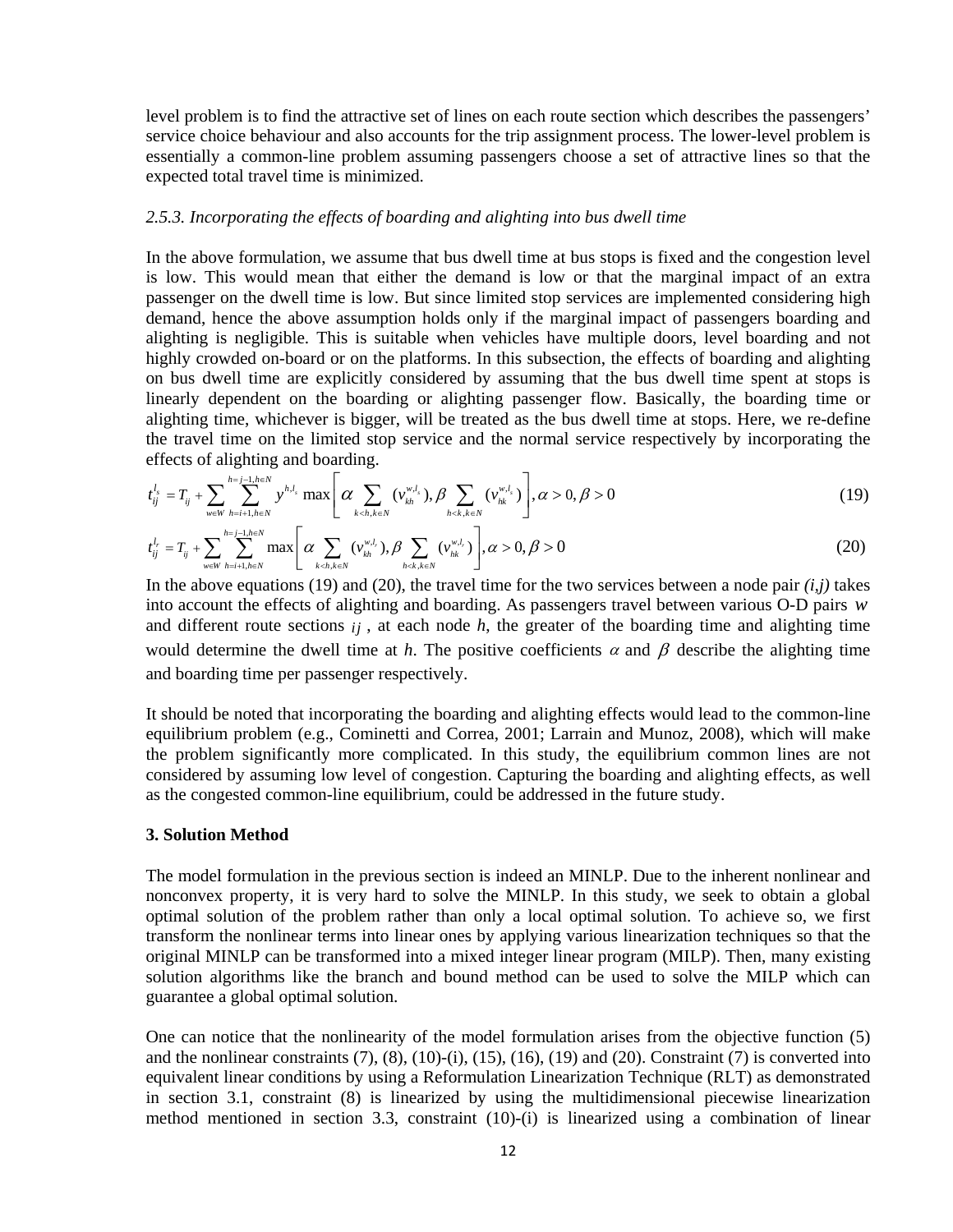level problem is to find the attractive set of lines on each route section which describes the passengers' service choice behaviour and also accounts for the trip assignment process. The lower-level problem is essentially a common-line problem assuming passengers choose a set of attractive lines so that the expected total travel time is minimized.

### *2.5.3. Incorporating the effects of boarding and alighting into bus dwell time*

In the above formulation, we assume that bus dwell time at bus stops is fixed and the congestion level is low. This would mean that either the demand is low or that the marginal impact of an extra passenger on the dwell time is low. But since limited stop services are implemented considering high demand, hence the above assumption holds only if the marginal impact of passengers boarding and alighting is negligible. This is suitable when vehicles have multiple doors, level boarding and not highly crowded on-board or on the platforms. In this subsection, the effects of boarding and alighting on bus dwell time are explicitly considered by assuming that the bus dwell time spent at stops is linearly dependent on the boarding or alighting passenger flow. Basically, the boarding time or alighting time, whichever is bigger, will be treated as the bus dwell time at stops. Here, we re-define the travel time on the limited stop service and the normal service respectively by incorporating the effects of alighting and boarding.

$$t_{ij}^{l_s} = T_{ij} + \sum_{w \in W} \sum_{h=i+1, h \in N}^{h=j-1, h \in N} y^{h,l_s} \max\left[\alpha \sum_{k<h, k \in N} (v_{kh}^{w,l_s}), \beta \sum_{h<k, k \in N} (v_{hk}^{w,l_s})\right], \alpha > 0, \beta > 0 \tag{19}$$

$$t_{ij}^{l_r} = T_{ij} + \sum_{w \in W} \sum_{h=i+1, h \in N}^{h=j-1, h \in N} \max\left[\alpha \sum_{k<h, k \in N} (v_{kh}^{w,l_r}), \beta \sum_{h<k, k \in N} (v_{hk}^{w,l_r})\right], \alpha > 0, \beta > 0 \tag{20}$$

In the above equations (19) and (20), the travel time for the two services between a node pair *(i,j)* takes into account the effects of alighting and boarding. As passengers travel between various O-D pairs $w$ and different route sections $ij$, at each node *h*, the greater of the boarding time and alighting time would determine the dwell time at *h*. The positive coefficients $\alpha$ and $\beta$ describe the alighting time and boarding time per passenger respectively.

It should be noted that incorporating the boarding and alighting effects would lead to the common-line equilibrium problem (e.g., Cominetti and Correa, 2001; Larrain and Munoz, 2008), which will make the problem significantly more complicated. In this study, the equilibrium common lines are not considered by assuming low level of congestion. Capturing the boarding and alighting effects, as well as the congested common-line equilibrium, could be addressed in the future study.

## 3. Solution Method

The model formulation in the previous section is indeed an MINLP. Due to the inherent nonlinear and nonconvex property, it is very hard to solve the MINLP. In this study, we seek to obtain a global optimal solution of the problem rather than only a local optimal solution. To achieve so, we first transform the nonlinear terms into linear ones by applying various linearization techniques so that the original MINLP can be transformed into a mixed integer linear program (MILP). Then, many existing solution algorithms like the branch and bound method can be used to solve the MILP which can guarantee a global optimal solution.

One can notice that the nonlinearity of the model formulation arises from the objective function (5) and the nonlinear constraints (7), (8), (10)-(i), (15), (16), (19) and (20). Constraint (7) is converted into equivalent linear conditions by using a Reformulation Linearization Technique (RLT) as demonstrated in section 3.1, constraint (8) is linearized by using the multidimensional piecewise linearization method mentioned in section 3.3, constraint (10)-(i) is linearized using a combination of linear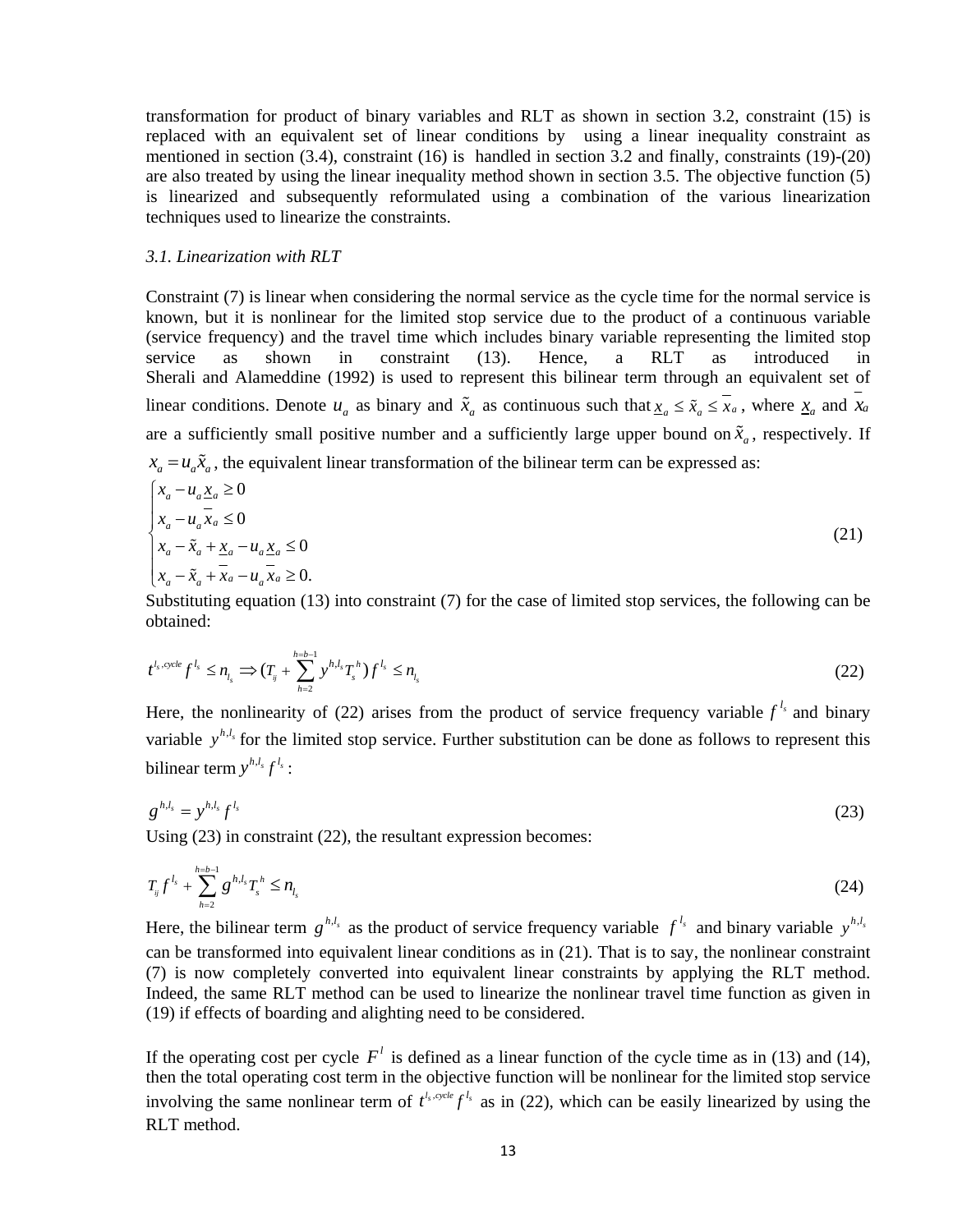transformation for product of binary variables and RLT as shown in section 3.2, constraint (15) is replaced with an equivalent set of linear conditions by using a linear inequality constraint as mentioned in section (3.4), constraint (16) is handled in section 3.2 and finally, constraints (19)-(20) are also treated by using the linear inequality method shown in section 3.5. The objective function (5) is linearized and subsequently reformulated using a combination of the various linearization techniques used to linearize the constraints.

*3.1. Linearization with RLT*

Constraint (7) is linear when considering the normal service as the cycle time for the normal service is known, but it is nonlinear for the limited stop service due to the product of a continuous variable (service frequency) and the travel time which includes binary variable representing the limited stop service as shown in constraint (13). Hence, a RLT as introduced in Sherali and Alameddine (1992) is used to represent this bilinear term through an equivalent set of linear conditions. Denote $u_a$ as binary and $\tilde{x}_a$ as continuous such that $\underline{x}_a \le \tilde{x}_a \le \overline{x}_a$, where $\underline{x}_a$ and $\overline{x}_a$ are a sufficiently small positive number and a sufficiently large upper bound on $\tilde{x}_a$, respectively. If $x_a = u_a \tilde{x}_a$, the equivalent linear transformation of the bilinear term can be expressed as:

$$\begin{cases} x_a - u_a \underline{x}_a \ge 0 \\ x_a - u_a \overline{x}_a \le 0 \\ x_a - \tilde{x}_a + \underline{x}_a - u_a \underline{x}_a \le 0 \\ x_a - \tilde{x}_a + \overline{x}_a - u_a \overline{x}_a \ge 0. \end{cases} \tag{21}$$

Substituting equation (13) into constraint (7) for the case of limited stop services, the following can be obtained:

$$t^{l_s,cycle} f^{l_s} \le n_{l_s} \Rightarrow (T_{ij} + \sum_{h=2}^{h=b-1} y^{h,l_s} T_s^{\,h}) f^{l_s} \le n_{l_s} \tag{22}$$

Here, the nonlinearity of (22) arises from the product of service frequency variable $f^{l_s}$ and binary variable $y^{h,l_s}$ for the limited stop service. Further substitution can be done as follows to represent this bilinear term $y^{h,l_s} f^{l_s}$:

$$g^{h,l_s} = y^{h,l_s} f^{l_s} \tag{23}$$

Using (23) in constraint (22), the resultant expression becomes:

$$T_{ij} f^{l_s} + \sum_{h=2}^{h=b-1} g^{h,l_s} T_s^{\,h} \le n_{l_s} \tag{24}$$

Here, the bilinear term $g^{h,l_s}$ as the product of service frequency variable $f^{l_s}$ and binary variable $y^{h,l_s}$ can be transformed into equivalent linear conditions as in (21). That is to say, the nonlinear constraint (7) is now completely converted into equivalent linear constraints by applying the RLT method. Indeed, the same RLT method can be used to linearize the nonlinear travel time function as given in (19) if effects of boarding and alighting need to be considered.

If the operating cost per cycle $F^l$ is defined as a linear function of the cycle time as in (13) and (14), then the total operating cost term in the objective function will be nonlinear for the limited stop service involving the same nonlinear term of $t^{l_s,cycle} f^{l_s}$ as in (22), which can be easily linearized by using the RLT method.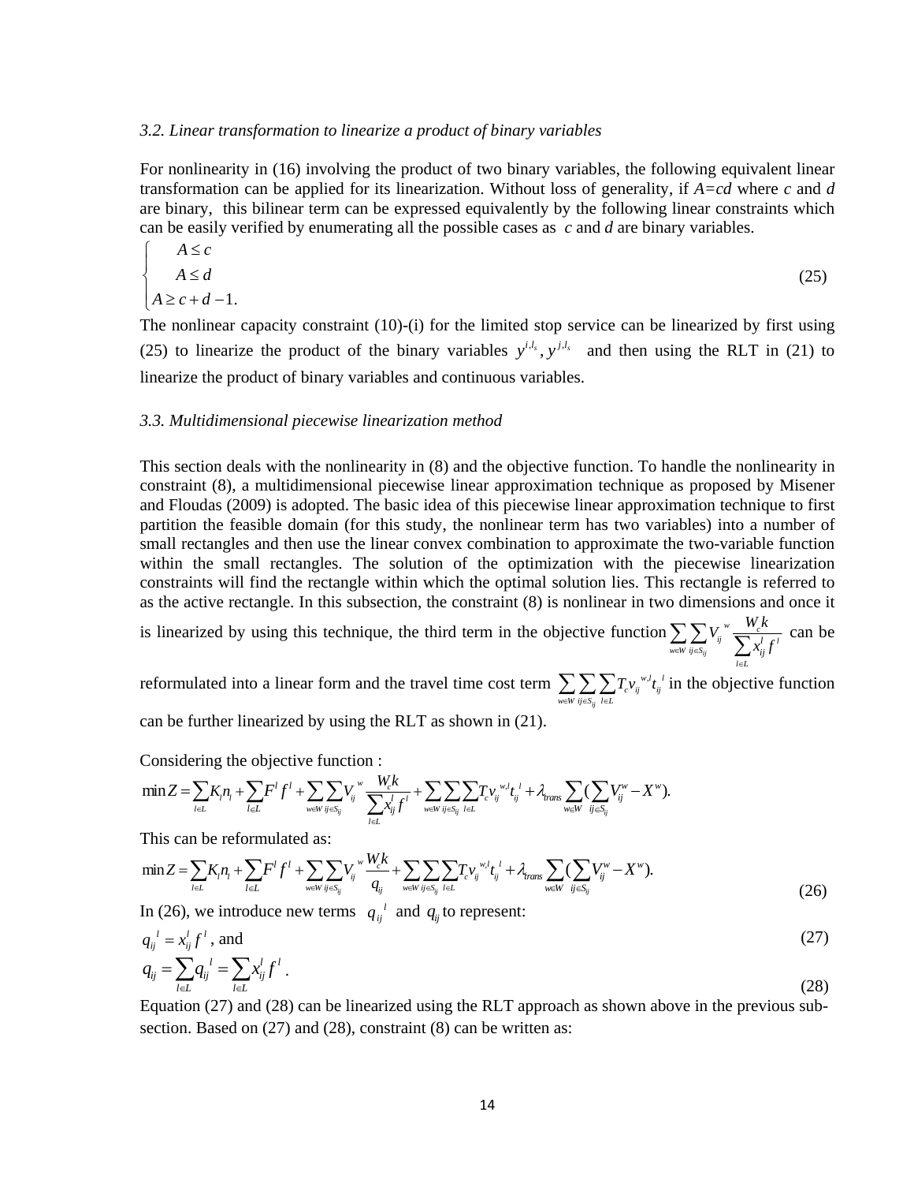### *3.2. Linear transformation to linearize a product of binary variables*

For nonlinearity in (16) involving the product of two binary variables, the following equivalent linear transformation can be applied for its linearization. Without loss of generality, if $A=cd$ where $c$ and $d$ are binary, this bilinear term can be expressed equivalently by the following linear constraints which can be easily verified by enumerating all the possible cases as $c$ and $d$ are binary variables.

$$\begin{cases} A \le c \\ A \le d \\ A \ge c + d - 1. \end{cases} \tag{25}$$

The nonlinear capacity constraint (10)-(i) for the limited stop service can be linearized by first using (25) to linearize the product of the binary variables $y^{i,l_s}, y^{j,l_s}$ and then using the RLT in (21) to linearize the product of binary variables and continuous variables.

### *3.3. Multidimensional piecewise linearization method*

This section deals with the nonlinearity in (8) and the objective function. To handle the nonlinearity in constraint (8), a multidimensional piecewise linear approximation technique as proposed by Misener and Floudas (2009) is adopted. The basic idea of this piecewise linear approximation technique to first partition the feasible domain (for this study, the nonlinear term has two variables) into a number of small rectangles and then use the linear convex combination to approximate the two-variable function within the small rectangles. The solution of the optimization with the piecewise linearization constraints will find the rectangle within which the optimal solution lies. This rectangle is referred to as the active rectangle. In this subsection, the constraint (8) is nonlinear in two dimensions and once it is linearized by using this technique, the third term in the objective function $\sum_{w \in W} \sum_{ij \in S_{ij}} V_{ij}^{\,w} \frac{W_c k}{\sum_{l \in L} x_{ij}^l f^l}$ can be reformulated into a linear form and the travel time cost term $\sum_{w \in W} \sum_{ij \in S_{ij}} \sum_{l \in L} T_c v_{ij}^{\,w,l} t_{ij}^{\,l}$ in the objective function can be further linearized by using the RLT as shown in (21).

Considering the objective function :

$$\min Z = \sum_{l \in L} K_l n_l + \sum_{l \in L} F^l f^l + \sum_{w \in W} \sum_{ij \in S_{ij}} V_{ij}^{\,w} \frac{W_c k}{\sum_{l \in L} x_{ij}^l f^l} + \sum_{w \in W} \sum_{ij \in S_{ij}} \sum_{l \in L} T_c v_{ij}^{\,w,l} t_{ij}^{\,l} + \lambda_{trans} \sum_{w \in W} (\sum_{ij \in S_{ij}} V_{ij}^w - X^w).$$

This can be reformulated as:

$$\min Z = \sum_{l \in L} K_l n_l + \sum_{l \in L} F^l f^l + \sum_{w \in W} \sum_{ij \in S_{ij}} V_{ij}^{\,w} \frac{W_c k}{q_{ij}} + \sum_{w \in W} \sum_{ij \in S_{ij}} \sum_{l \in L} T_c v_{ij}^{\,w,l} t_{ij}^{\,l} + \lambda_{trans} \sum_{w \in W} (\sum_{ij \in S_{ij}} V_{ij}^w - X^w). \tag{26}$$

In (26), we introduce new terms $q_{ij}^{\,l}$ and $q_{ij}$ to represent:

$$q_{ij}^{\,l} = x_{ij}^l f^l \text{, and} \tag{27}$$

$$q_{ij} = \sum_{l \in L} q_{ij}^{\,l} = \sum_{l \in L} x_{ij}^l f^l . \tag{28}$$

Equation (27) and (28) can be linearized using the RLT approach as shown above in the previous sub-section. Based on (27) and (28), constraint (8) can be written as: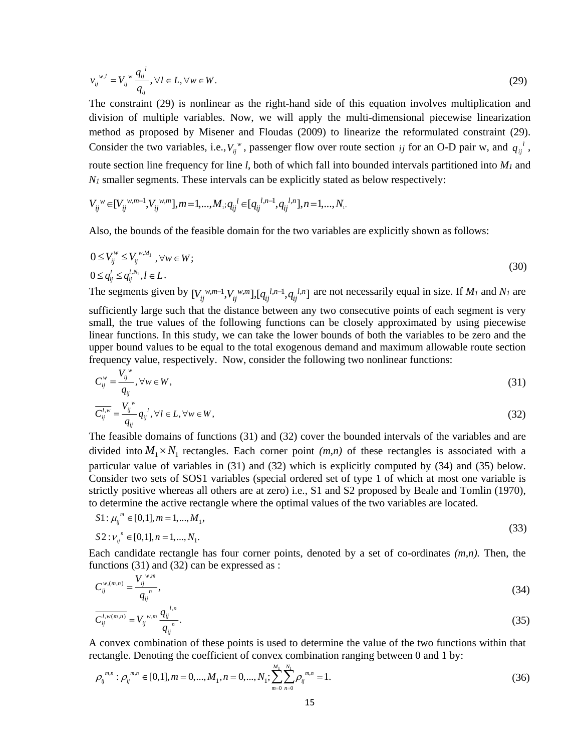$$v_{ij}^{w,l} = V_{ij}^{w} \frac{q_{ij}^{l}}{q_{ij}}, \forall l \in L, \forall w \in W. \tag{29}$$

The constraint (29) is nonlinear as the right-hand side of this equation involves multiplication and division of multiple variables. Now, we will apply the multi-dimensional piecewise linearization method as proposed by Misener and Floudas (2009) to linearize the reformulated constraint (29). Consider the two variables, i.e., $V_{ij}^{w}$, passenger flow over route section $ij$ for an O-D pair w, and $q_{ij}^{l}$, route section line frequency for line *l*, both of which fall into bounded intervals partitioned into $M_1$ and $N_1$ smaller segments. These intervals can be explicitly stated as below respectively:

$$V_{ij}^{w} \in [V_{ij}^{w,m-1}, V_{ij}^{w,m}], m = 1,...,M_1; q_{ij}^{l} \in [q_{ij}^{l,n-1}, q_{ij}^{l,n}], n = 1,...,N_1.$$

Also, the bounds of the feasible domain for the two variables are explicitly shown as follows:

$$\begin{aligned} &0 \le V_{ij}^{w} \le V_{ij}^{w,M_1}, \forall w \in W; \\ &0 \le q_{ij}^{l} \le q_{ij}^{l,N_1}, l \in L. \end{aligned} \tag{30}$$

The segments given by $[V_{ij}^{w,m-1}, V_{ij}^{w,m}], [q_{ij}^{l,n-1}, q_{ij}^{l,n}]$ are not necessarily equal in size. If $M_1$ and $N_1$ are sufficiently large such that the distance between any two consecutive points of each segment is very small, the true values of the following functions can be closely approximated by using piecewise linear functions. In this study, we can take the lower bounds of both the variables to be zero and the upper bound values to be equal to the total exogenous demand and maximum allowable route section frequency value, respectively. Now, consider the following two nonlinear functions:

$$C_{ij}^{w} = \frac{V_{ij}^{w}}{q_{ij}}, \forall w \in W, \tag{31}$$

$$\overline{C_{ij}^{l,w}} = \frac{V_{ij}^{w}}{q_{ij}} q_{ij}^{l}, \forall l \in L, \forall w \in W, \tag{32}$$

The feasible domains of functions (31) and (32) cover the bounded intervals of the variables and are divided into $M_1 \times N_1$ rectangles. Each corner point *(m,n)* of these rectangles is associated with a particular value of variables in (31) and (32) which is explicitly computed by (34) and (35) below. Consider two sets of SOS1 variables (special ordered set of type 1 of which at most one variable is strictly positive whereas all others are at zero) i.e., S1 and S2 proposed by Beale and Tomlin (1970), to determine the active rectangle where the optimal values of the two variables are located.

$$\begin{aligned} &S1: \mu_{ij}^{m} \in [0,1], m = 1,...,M_1, \\ &S2: \nu_{ij}^{n} \in [0,1], n = 1,...,N_1. \end{aligned} \tag{33}$$

Each candidate rectangle has four corner points, denoted by a set of co-ordinates *(m,n)*. Then, the functions (31) and (32) can be expressed as :

$$C_{ij}^{w,(m,n)} = \frac{V_{ij}^{w,m}}{q_{ij}^{n}}, \tag{34}$$

$$\overline{C_{ij}^{l,w(m,n)}} = V_{ij}^{w,m} \frac{q_{ij}^{l,n}}{q_{ij}^{n}}. \tag{35}$$

A convex combination of these points is used to determine the value of the two functions within that rectangle. Denoting the coefficient of convex combination ranging between 0 and 1 by:

$$\rho_{ij}^{m,n} : \rho_{ij}^{m,n} \in [0,1], m = 0,...,M_1, n = 0,...,N_1; \sum_{m=0}^{M_1} \sum_{n=0}^{N_1} \rho_{ij}^{m,n} = 1. \tag{36}$$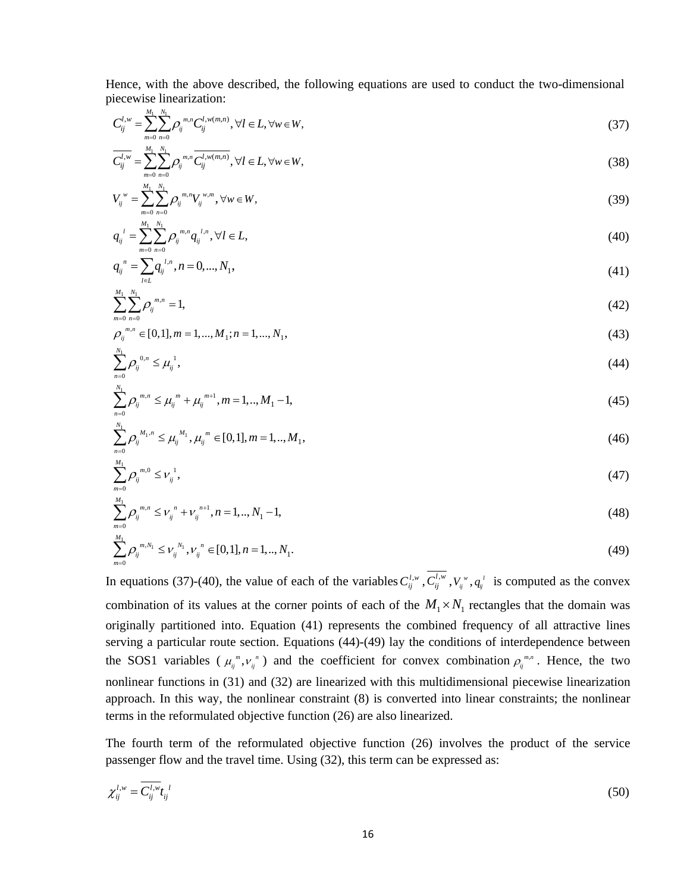Hence, with the above described, the following equations are used to conduct the two-dimensional piecewise linearization:

$$C_{ij}^{l,w} = \sum_{m=0}^{M_1}\sum_{n=0}^{N_1} \rho_{ij}^{m,n} C_{ij}^{l,w(m,n)}, \forall l \in L, \forall w \in W, \tag{37}$$

$$\overline{C_{ij}^{l,w}} = \sum_{m=0}^{M_1}\sum_{n=0}^{N_1} \rho_{ij}^{m,n} \overline{C_{ij}^{l,w(m,n)}}, \forall l \in L, \forall w \in W, \tag{38}$$

$$V_{ij}^{w} = \sum_{m=0}^{M_1}\sum_{n=0}^{N_1} \rho_{ij}^{m,n} V_{ij}^{w,m}, \forall w \in W, \tag{39}$$

$$q_{ij}^{l} = \sum_{m=0}^{M_1}\sum_{n=0}^{N_1} \rho_{ij}^{m,n} q_{ij}^{l,n}, \forall l \in L, \tag{40}$$

$$q_{ij}^{n} = \sum_{l \in L} q_{ij}^{l,n}, n = 0, ..., N_1, \tag{41}$$

$$\sum_{m=0}^{M_1}\sum_{n=0}^{N_1} \rho_{ij}^{m,n} = 1, \tag{42}$$

$$\rho_{ij}^{m,n} \in [0,1], m = 1, ..., M_1; n = 1, ..., N_1, \tag{43}$$

$$\sum_{n=0}^{N_1} \rho_{ij}^{0,n} \le \mu_{ij}^{1}, \tag{44}$$

$$\sum_{n=0}^{N_1} \rho_{ij}^{m,n} \le \mu_{ij}^{m} + \mu_{ij}^{m+1}, m = 1, .., M_1 - 1, \tag{45}$$

$$\sum_{n=0}^{N_1} \rho_{ij}^{M_1,n} \le \mu_{ij}^{M_1}, \mu_{ij}^{m} \in [0,1], m = 1, .., M_1, \tag{46}$$

$$\sum_{m=0}^{M_1} \rho_{ij}^{m,0} \le \nu_{ij}^{1}, \tag{47}$$

$$\sum_{m=0}^{M_1} \rho_{ij}^{m,n} \le \nu_{ij}^{n} + \nu_{ij}^{n+1}, n = 1, .., N_1 - 1, \tag{48}$$

$$\sum_{m=0}^{M_1} \rho_{ij}^{m,N_1} \le \nu_{ij}^{N_1}, \nu_{ij}^{n} \in [0,1], n = 1, .., N_1. \tag{49}$$

In equations (37)-(40), the value of each of the variables $C_{ij}^{l,w}, \overline{C_{ij}^{l,w}}, V_{ij}^{w}, q_{ij}^{l}$ is computed as the convex combination of its values at the corner points of each of the $M_1 \times N_1$ rectangles that the domain was originally partitioned into. Equation (41) represents the combined frequency of all attractive lines serving a particular route section. Equations (44)-(49) lay the conditions of interdependence between the SOS1 variables ($\mu_{ij}^{m}, \nu_{ij}^{n}$) and the coefficient for convex combination $\rho_{ij}^{m,n}$. Hence, the two nonlinear functions in (31) and (32) are linearized with this multidimensional piecewise linearization approach. In this way, the nonlinear constraint (8) is converted into linear constraints; the nonlinear terms in the reformulated objective function (26) are also linearized.

The fourth term of the reformulated objective function (26) involves the product of the service passenger flow and the travel time. Using (32), this term can be expressed as:

$$\chi_{ij}^{l,w} = \overline{C_{ij}^{l,w}} t_{ij}^{l} \tag{50}$$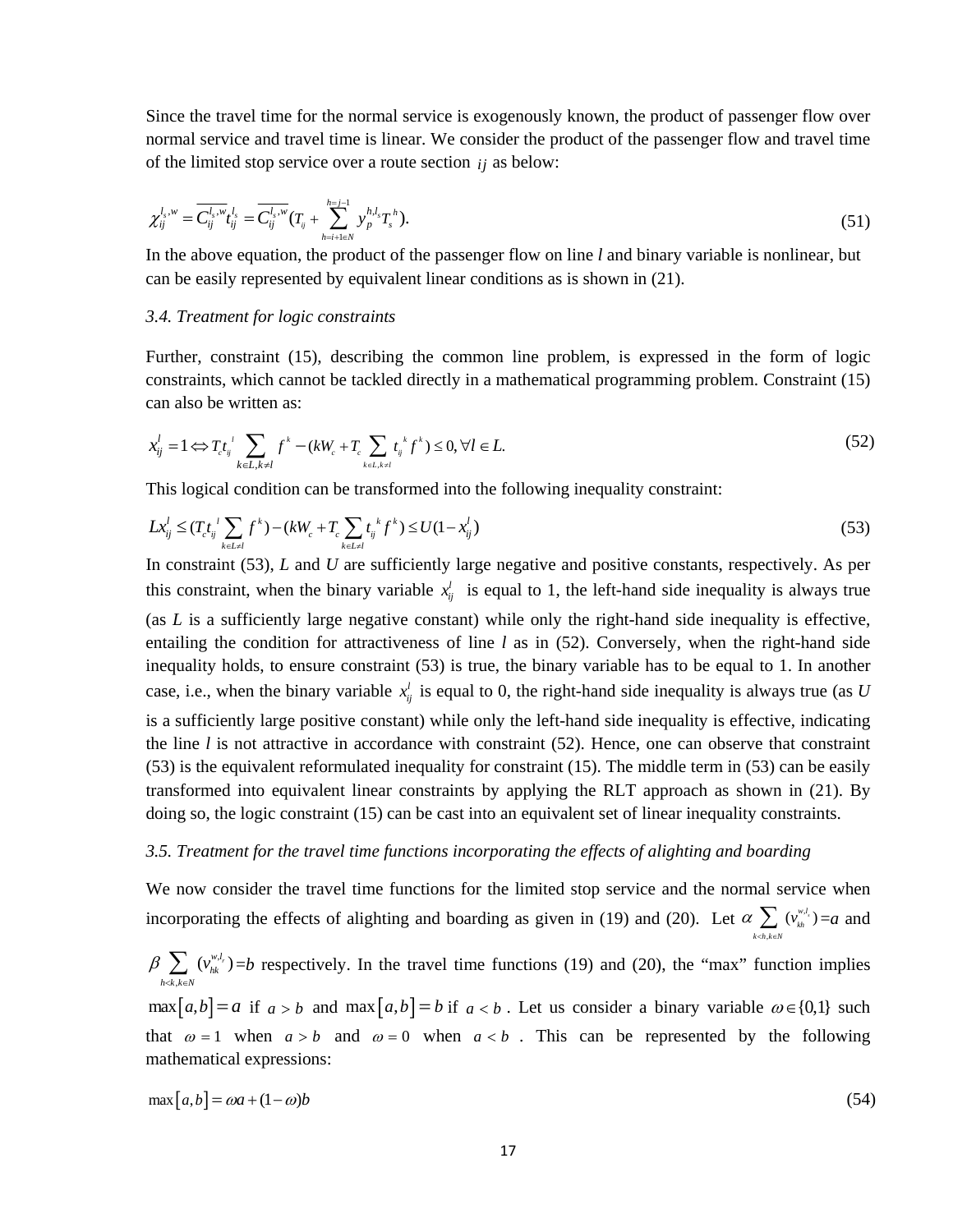Since the travel time for the normal service is exogenously known, the product of passenger flow over normal service and travel time is linear. We consider the product of the passenger flow and travel time of the limited stop service over a route section $ij$ as below:

$$\chi_{ij}^{l_s,w} = \overline{C_{ij}^{l_s,w}} t_{ij}^{l_s} = \overline{C_{ij}^{l_s,w}} (T_{ij} + \sum_{h=i+1 \in N}^{h=j-1} y_p^{h,l_s} T_s^{\ h}). \tag{51}$$

In the above equation, the product of the passenger flow on line *l* and binary variable is nonlinear, but can be easily represented by equivalent linear conditions as is shown in (21).

### *3.4. Treatment for logic constraints*

Further, constraint (15), describing the common line problem, is expressed in the form of logic constraints, which cannot be tackled directly in a mathematical programming problem. Constraint (15) can also be written as:

$$x_{ij}^l = 1 \Leftrightarrow T_c t_{ij}^{\ l} \sum_{k \in L, k \neq l} f^{\ k} - (kW_c + T_c \sum_{k \in L, k \neq l} t_{ij}^{\ k} f^{\ k}) \leq 0, \forall l \in L. \tag{52}$$

This logical condition can be transformed into the following inequality constraint:

$$L x_{ij}^l \leq (T_c t_{ij}^{\ l} \sum_{k \in L \neq l} f^{\ k}) - (kW_c + T_c \sum_{k \in L \neq l} t_{ij}^{\ k} f^{\ k}) \leq U(1 - x_{ij}^l) \tag{53}$$

In constraint (53), *L* and *U* are sufficiently large negative and positive constants, respectively. As per this constraint, when the binary variable $x_{ij}^l$ is equal to 1, the left-hand side inequality is always true (as *L* is a sufficiently large negative constant) while only the right-hand side inequality is effective, entailing the condition for attractiveness of line *l* as in (52). Conversely, when the right-hand side inequality holds, to ensure constraint (53) is true, the binary variable has to be equal to 1. In another case, i.e., when the binary variable $x_{ij}^l$ is equal to 0, the right-hand side inequality is always true (as *U* is a sufficiently large positive constant) while only the left-hand side inequality is effective, indicating the line *l* is not attractive in accordance with constraint (52). Hence, one can observe that constraint (53) is the equivalent reformulated inequality for constraint (15). The middle term in (53) can be easily transformed into equivalent linear constraints by applying the RLT approach as shown in (21). By doing so, the logic constraint (15) can be cast into an equivalent set of linear inequality constraints.

### *3.5. Treatment for the travel time functions incorporating the effects of alighting and boarding*

We now consider the travel time functions for the limited stop service and the normal service when incorporating the effects of alighting and boarding as given in (19) and (20). Let $\alpha \sum_{k<h, k \in N} (v_{kh}^{w,l_s}) = a$ and $\beta \sum_{h<k, k \in N} (v_{hk}^{w,l_r}) = b$ respectively. In the travel time functions (19) and (20), the "max" function implies $\max[a,b] = a$ if $a > b$ and $\max[a,b] = b$ if $a < b$. Let us consider a binary variable $\omega \in \{0,1\}$ such that $\omega = 1$ when $a > b$ and $\omega = 0$ when $a < b$. This can be represented by the following mathematical expressions:

$$\max[a,b] = \omega a + (1-\omega) b \tag{54}$$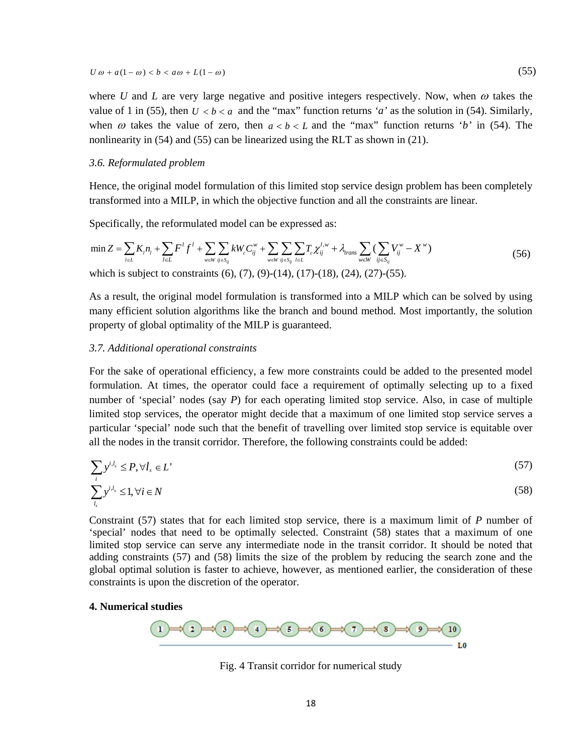$$U\,\omega + a(1-\omega) < b < a\omega + L(1-\omega) \tag{55}$$

where $U$ and $L$ are very large negative and positive integers respectively. Now, when $\omega$ takes the value of 1 in (55), then $U < b < a$ and the "max" function returns '$a$' as the solution in (54). Similarly, when $\omega$ takes the value of zero, then $a < b < L$ and the "max" function returns '$b$' in (54). The nonlinearity in (54) and (55) can be linearized using the RLT as shown in (21).

*3.6. Reformulated problem*

Hence, the original model formulation of this limited stop service design problem has been completely transformed into a MILP, in which the objective function and all the constraints are linear.

Specifically, the reformulated model can be expressed as:

$$\min Z = \sum_{l \in L} K_l n_l + \sum_{l \in L} F^l f^l + \sum_{w \in W} \sum_{ij \in S_{ij}} k W_c C_{ij}^w + \sum_{w \in W} \sum_{ij \in S_{ij}} \sum_{l \in L} T_c \chi_{ij}^{l,w} + \lambda_{trans} \sum_{w \in W} \left( \sum_{ij \in S_{ij}} V_{ij}^w - X^w \right) \tag{56}$$

which is subject to constraints (6), (7), (9)-(14), (17)-(18), (24), (27)-(55).

As a result, the original model formulation is transformed into a MILP which can be solved by using many efficient solution algorithms like the branch and bound method. Most importantly, the solution property of global optimality of the MILP is guaranteed.

*3.7. Additional operational constraints*

For the sake of operational efficiency, a few more constraints could be added to the presented model formulation. At times, the operator could face a requirement of optimally selecting up to a fixed number of 'special' nodes (say $P$) for each operating limited stop service. Also, in case of multiple limited stop services, the operator might decide that a maximum of one limited stop service serves a particular 'special' node such that the benefit of travelling over limited stop service is equitable over all the nodes in the transit corridor. Therefore, the following constraints could be added:

$$\sum_{i} y^{i,l_s} \leq P, \forall l_s \in L' \tag{57}$$

$$\sum_{l_s} y^{i,l_s} \leq 1, \forall i \in N \tag{58}$$

Constraint (57) states that for each limited stop service, there is a maximum limit of $P$ number of 'special' nodes that need to be optimally selected. Constraint (58) states that a maximum of one limited stop service can serve any intermediate node in the transit corridor. It should be noted that adding constraints (57) and (58) limits the size of the problem by reducing the search zone and the global optimal solution is faster to achieve, however, as mentioned earlier, the consideration of these constraints is upon the discretion of the operator.

## 4. Numerical studies

Fig. 4 Transit corridor for numerical study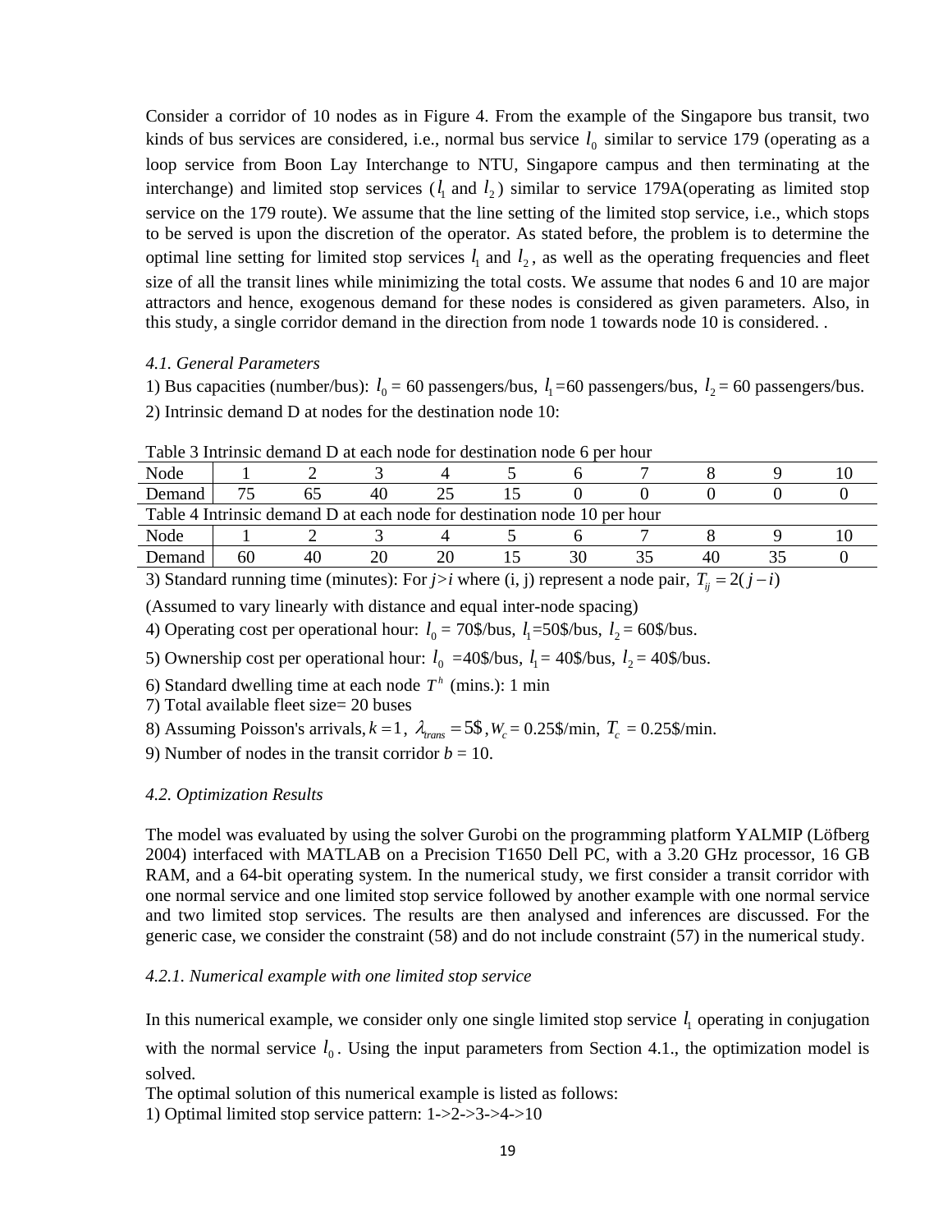Consider a corridor of 10 nodes as in Figure 4. From the example of the Singapore bus transit, two kinds of bus services are considered, i.e., normal bus service $l_0$ similar to service 179 (operating as a loop service from Boon Lay Interchange to NTU, Singapore campus and then terminating at the interchange) and limited stop services ($l_1$ and $l_2$) similar to service 179A(operating as limited stop service on the 179 route). We assume that the line setting of the limited stop service, i.e., which stops to be served is upon the discretion of the operator. As stated before, the problem is to determine the optimal line setting for limited stop services $l_1$ and $l_2$, as well as the operating frequencies and fleet size of all the transit lines while minimizing the total costs. We assume that nodes 6 and 10 are major attractors and hence, exogenous demand for these nodes is considered as given parameters. Also, in this study, a single corridor demand in the direction from node 1 towards node 10 is considered. .

*4.1. General Parameters*

1) Bus capacities (number/bus): $l_0$ = 60 passengers/bus, $l_1$=60 passengers/bus, $l_2$ = 60 passengers/bus.

2) Intrinsic demand D at nodes for the destination node 10:

Table 3 Intrinsic demand D at each node for destination node 6 per hour

| Node | 1 | 2 | 3 | 4 | 5 | 6 | 7 | 8 | 9 | 10 |
|---|---|---|---|---|---|---|---|---|---|---|
| Demand | 75 | 65 | 40 | 25 | 15 | 0 | 0 | 0 | 0 | 0 |

Table 4 Intrinsic demand D at each node for destination node 10 per hour

| Node | 1 | 2 | 3 | 4 | 5 | 6 | 7 | 8 | 9 | 10 |
|---|---|---|---|---|---|---|---|---|---|---|
| Demand | 60 | 40 | 20 | 20 | 15 | 30 | 35 | 40 | 35 | 0 |

3) Standard running time (minutes): For *j>i* where (i, j) represent a node pair, $T_{ij} = 2(j-i)$

(Assumed to vary linearly with distance and equal inter-node spacing)

4) Operating cost per operational hour: $l_0$ = 70\$/bus, $l_1$=50\$/bus, $l_2$ = 60\$/bus.

5) Ownership cost per operational hour: $l_0$ =40\$/bus, $l_1$= 40\$/bus, $l_2$ = 40\$/bus.

6) Standard dwelling time at each node $T^h$ (mins.): 1 min

7) Total available fleet size= 20 buses

8) Assuming Poisson's arrivals, $k=1$, $\lambda_{trans} = 5\$$, $W_c$ = 0.25\$/min, $T_c$ = 0.25\$/min.

9) Number of nodes in the transit corridor $b$ = 10.

*4.2. Optimization Results*

The model was evaluated by using the solver Gurobi on the programming platform YALMIP (Löfberg 2004) interfaced with MATLAB on a Precision T1650 Dell PC, with a 3.20 GHz processor, 16 GB RAM, and a 64-bit operating system. In the numerical study, we first consider a transit corridor with one normal service and one limited stop service followed by another example with one normal service and two limited stop services. The results are then analysed and inferences are discussed. For the generic case, we consider the constraint (58) and do not include constraint (57) in the numerical study.

*4.2.1. Numerical example with one limited stop service*

In this numerical example, we consider only one single limited stop service $l_1$ operating in conjugation with the normal service $l_0$. Using the input parameters from Section 4.1., the optimization model is solved.

The optimal solution of this numerical example is listed as follows:

1) Optimal limited stop service pattern: 1->2->3->4->10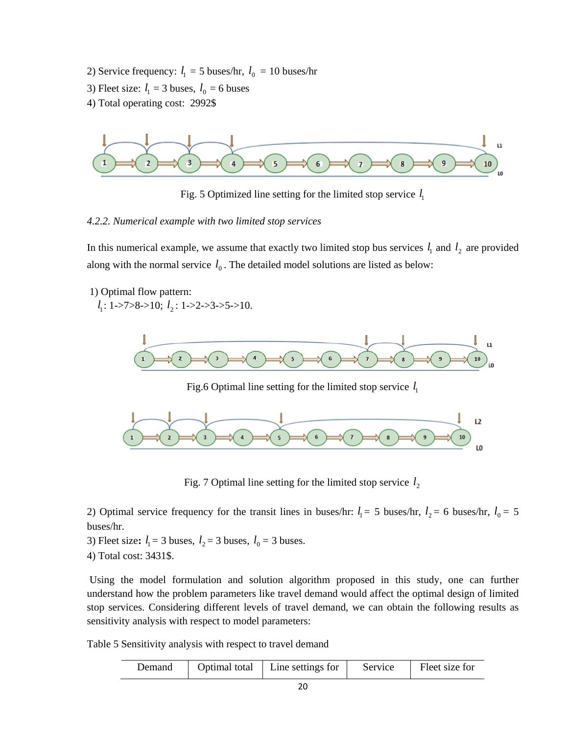2) Service frequency: $l_1$ = 5 buses/hr, $l_0$ = 10 buses/hr

3) Fleet size: $l_1$ = 3 buses, $l_0$ = 6 buses

4) Total operating cost: 2992$

Fig. 5 Optimized line setting for the limited stop service $l_1$

*4.2.2. Numerical example with two limited stop services*

In this numerical example, we assume that exactly two limited stop bus services $l_1$ and $l_2$ are provided along with the normal service $l_0$. The detailed model solutions are listed as below:

1) Optimal flow pattern:
$l_1$: 1->7>8->10; $l_2$: 1->2->3->5->10.

Fig.6 Optimal line setting for the limited stop service $l_1$

Fig. 7 Optimal line setting for the limited stop service $l_2$

2) Optimal service frequency for the transit lines in buses/hr: $l_1$ = 5 buses/hr, $l_2$ = 6 buses/hr, $l_0$ = 5 buses/hr.

3) Fleet size**:** $l_1$ = 3 buses, $l_2$ = 3 buses, $l_0$ = 3 buses.

4) Total cost: 3431$.

Using the model formulation and solution algorithm proposed in this study, one can further understand how the problem parameters like travel demand would affect the optimal design of limited stop services. Considering different levels of travel demand, we can obtain the following results as sensitivity analysis with respect to model parameters:

Table 5 Sensitivity analysis with respect to travel demand

| Demand | Optimal total | Line settings for | Service | Fleet size for |
|---|---|---|---|---|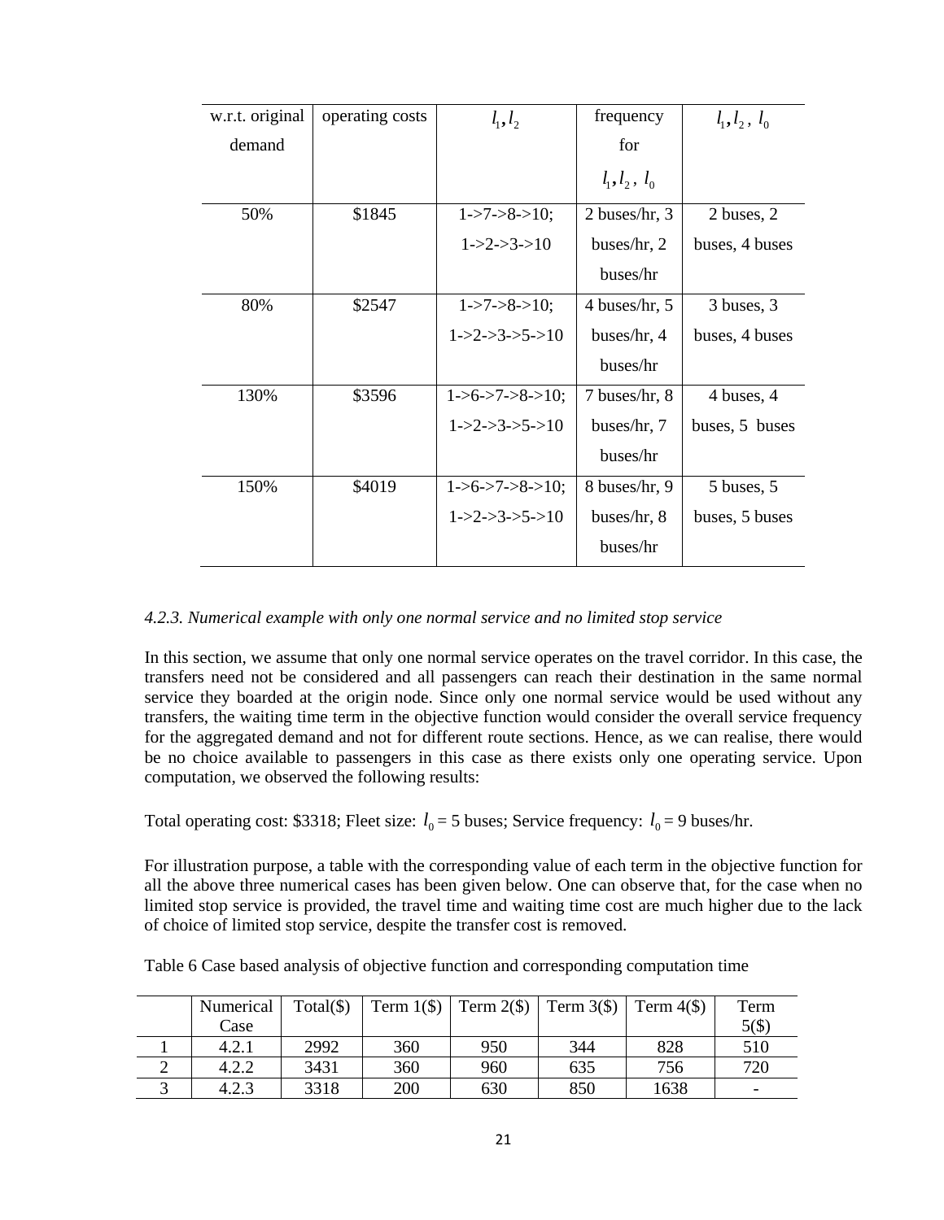| w.r.t. original demand | operating costs | $l_1, l_2$ | frequency for $l_1, l_2, l_0$ | $l_1, l_2, l_0$ |
|---|---|---|---|---|
| 50% | $1845 | 1->7->8->10; 1->2->3->10 | 2 buses/hr, 3 buses/hr, 2 buses/hr | 2 buses, 2 buses, 4 buses |
| 80% | $2547 | 1->7->8->10; 1->2->3->5->10 | 4 buses/hr, 5 buses/hr, 4 buses/hr | 3 buses, 3 buses, 4 buses |
| 130% | $3596 | 1->6->7->8->10; 1->2->3->5->10 | 7 buses/hr, 8 buses/hr, 7 buses/hr | 4 buses, 4 buses, 5 buses |
| 150% | $4019 | 1->6->7->8->10; 1->2->3->5->10 | 8 buses/hr, 9 buses/hr, 8 buses/hr | 5 buses, 5 buses, 5 buses |

*4.2.3. Numerical example with only one normal service and no limited stop service*

In this section, we assume that only one normal service operates on the travel corridor. In this case, the transfers need not be considered and all passengers can reach their destination in the same normal service they boarded at the origin node. Since only one normal service would be used without any transfers, the waiting time term in the objective function would consider the overall service frequency for the aggregated demand and not for different route sections. Hence, as we can realise, there would be no choice available to passengers in this case as there exists only one operating service. Upon computation, we observed the following results:

Total operating cost: $3318; Fleet size: $l_0$ = 5 buses; Service frequency: $l_0$ = 9 buses/hr.

For illustration purpose, a table with the corresponding value of each term in the objective function for all the above three numerical cases has been given below. One can observe that, for the case when no limited stop service is provided, the travel time and waiting time cost are much higher due to the lack of choice of limited stop service, despite the transfer cost is removed.

Table 6 Case based analysis of objective function and corresponding computation time

| | Numerical Case | Total($) | Term 1($) | Term 2($) | Term 3($) | Term 4($) | Term 5($) |
|---|---|---|---|---|---|---|---|
| 1 | 4.2.1 | 2992 | 360 | 950 | 344 | 828 | 510 |
| 2 | 4.2.2 | 3431 | 360 | 960 | 635 | 756 | 720 |
| 3 | 4.2.3 | 3318 | 200 | 630 | 850 | 1638 | - |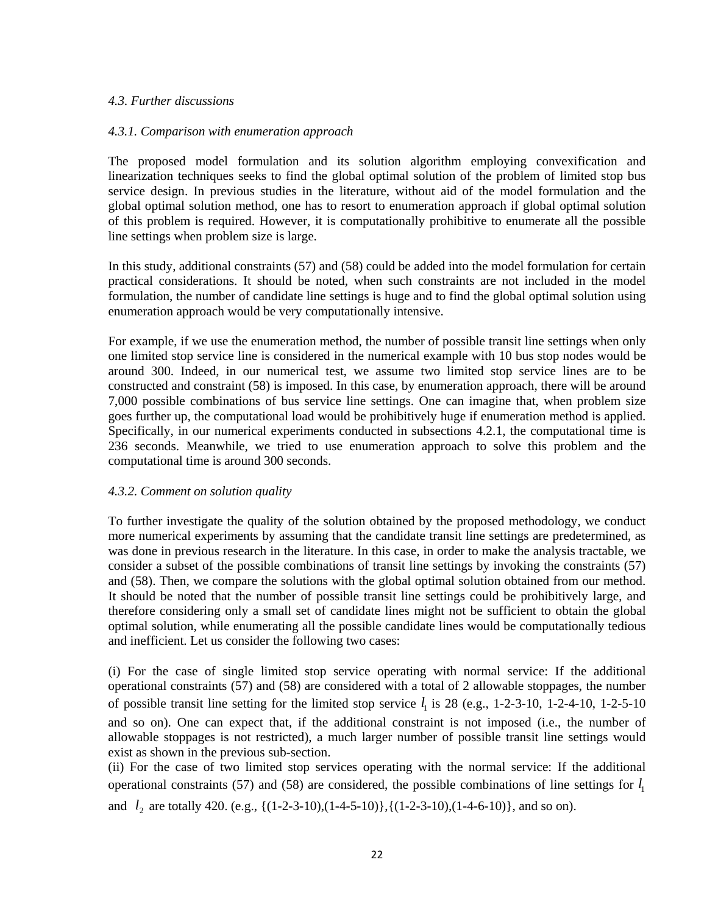*4.3. Further discussions*

*4.3.1. Comparison with enumeration approach*

The proposed model formulation and its solution algorithm employing convexification and linearization techniques seeks to find the global optimal solution of the problem of limited stop bus service design. In previous studies in the literature, without aid of the model formulation and the global optimal solution method, one has to resort to enumeration approach if global optimal solution of this problem is required. However, it is computationally prohibitive to enumerate all the possible line settings when problem size is large.

In this study, additional constraints (57) and (58) could be added into the model formulation for certain practical considerations. It should be noted, when such constraints are not included in the model formulation, the number of candidate line settings is huge and to find the global optimal solution using enumeration approach would be very computationally intensive.

For example, if we use the enumeration method, the number of possible transit line settings when only one limited stop service line is considered in the numerical example with 10 bus stop nodes would be around 300. Indeed, in our numerical test, we assume two limited stop service lines are to be constructed and constraint (58) is imposed. In this case, by enumeration approach, there will be around 7,000 possible combinations of bus service line settings. One can imagine that, when problem size goes further up, the computational load would be prohibitively huge if enumeration method is applied. Specifically, in our numerical experiments conducted in subsections 4.2.1, the computational time is 236 seconds. Meanwhile, we tried to use enumeration approach to solve this problem and the computational time is around 300 seconds.

*4.3.2. Comment on solution quality*

To further investigate the quality of the solution obtained by the proposed methodology, we conduct more numerical experiments by assuming that the candidate transit line settings are predetermined, as was done in previous research in the literature. In this case, in order to make the analysis tractable, we consider a subset of the possible combinations of transit line settings by invoking the constraints (57) and (58). Then, we compare the solutions with the global optimal solution obtained from our method. It should be noted that the number of possible transit line settings could be prohibitively large, and therefore considering only a small set of candidate lines might not be sufficient to obtain the global optimal solution, while enumerating all the possible candidate lines would be computationally tedious and inefficient. Let us consider the following two cases:

(i) For the case of single limited stop service operating with normal service: If the additional operational constraints (57) and (58) are considered with a total of 2 allowable stoppages, the number of possible transit line setting for the limited stop service $l_1$ is 28 (e.g., 1-2-3-10, 1-2-4-10, 1-2-5-10 and so on). One can expect that, if the additional constraint is not imposed (i.e., the number of allowable stoppages is not restricted), a much larger number of possible transit line settings would exist as shown in the previous sub-section.

(ii) For the case of two limited stop services operating with the normal service: If the additional operational constraints (57) and (58) are considered, the possible combinations of line settings for $l_1$ and $l_2$ are totally 420. (e.g., {(1-2-3-10),(1-4-5-10)},{(1-2-3-10),(1-4-6-10)}, and so on).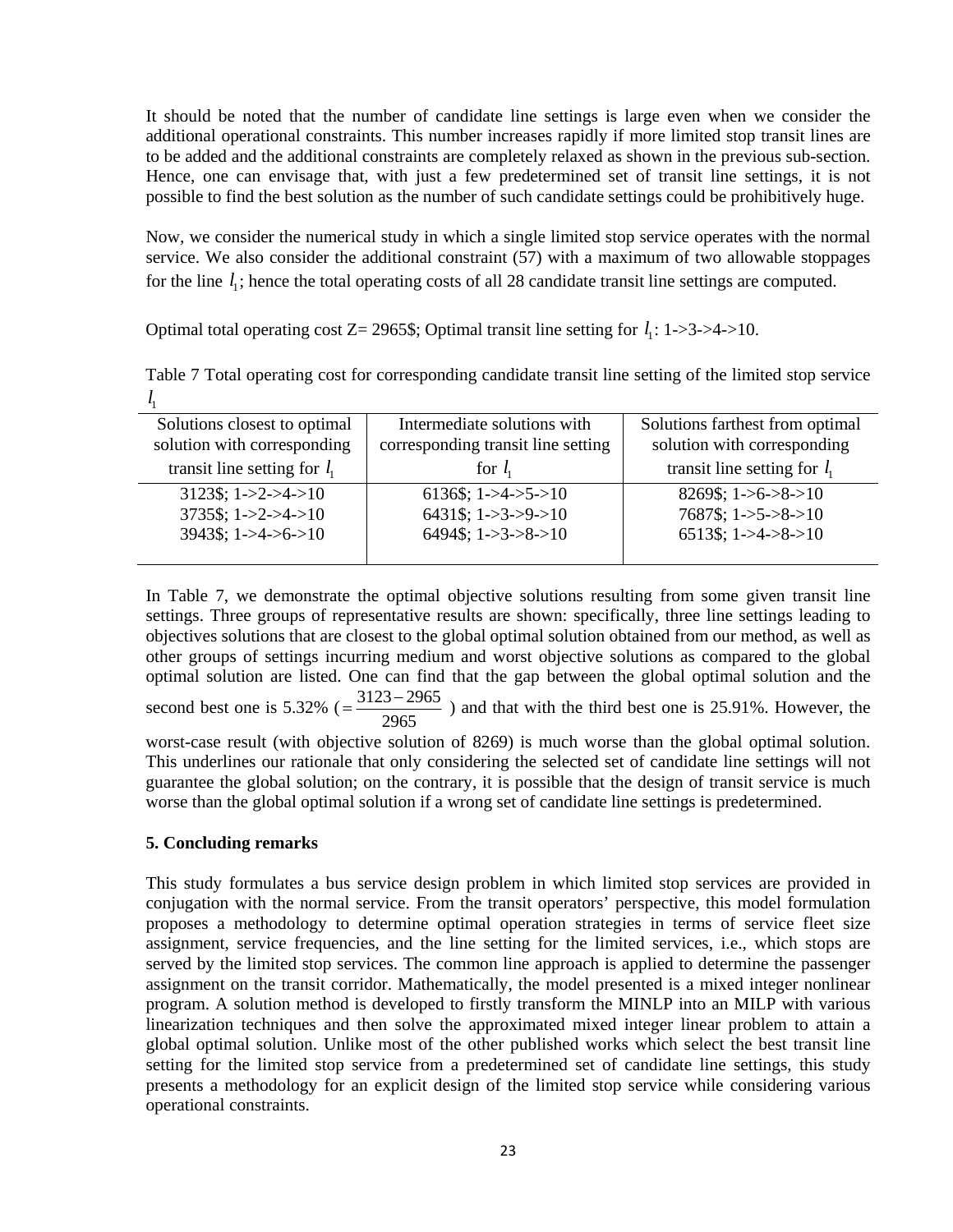It should be noted that the number of candidate line settings is large even when we consider the additional operational constraints. This number increases rapidly if more limited stop transit lines are to be added and the additional constraints are completely relaxed as shown in the previous sub-section. Hence, one can envisage that, with just a few predetermined set of transit line settings, it is not possible to find the best solution as the number of such candidate settings could be prohibitively huge.

Now, we consider the numerical study in which a single limited stop service operates with the normal service. We also consider the additional constraint (57) with a maximum of two allowable stoppages for the line $l_1$; hence the total operating costs of all 28 candidate transit line settings are computed.

Optimal total operating cost Z= 2965$; Optimal transit line setting for $l_1$: 1->3->4->10.

Table 7 Total operating cost for corresponding candidate transit line setting of the limited stop service $l_1$

| Solutions closest to optimal solution with corresponding transit line setting for $l_1$ | Intermediate solutions with corresponding transit line setting for $l_1$ | Solutions farthest from optimal solution with corresponding transit line setting for $l_1$ |
|---|---|---|
| 3123$; 1->2->4->10 | 6136$; 1->4->5->10 | 8269$; 1->6->8->10 |
| 3735$; 1->2->4->10 | 6431$; 1->3->9->10 | 7687$; 1->5->8->10 |
| 3943$; 1->4->6->10 | 6494$; 1->3->8->10 | 6513$; 1->4->8->10 |

In Table 7, we demonstrate the optimal objective solutions resulting from some given transit line settings. Three groups of representative results are shown: specifically, three line settings leading to objectives solutions that are closest to the global optimal solution obtained from our method, as well as other groups of settings incurring medium and worst objective solutions as compared to the global optimal solution are listed. One can find that the gap between the global optimal solution and the second best one is 5.32% ($=\frac{3123-2965}{2965}$) and that with the third best one is 25.91%. However, the worst-case result (with objective solution of 8269) is much worse than the global optimal solution. This underlines our rationale that only considering the selected set of candidate line settings will not guarantee the global solution; on the contrary, it is possible that the design of transit service is much worse than the global optimal solution if a wrong set of candidate line settings is predetermined.

## 5. Concluding remarks

This study formulates a bus service design problem in which limited stop services are provided in conjugation with the normal service. From the transit operators' perspective, this model formulation proposes a methodology to determine optimal operation strategies in terms of service fleet size assignment, service frequencies, and the line setting for the limited services, i.e., which stops are served by the limited stop services. The common line approach is applied to determine the passenger assignment on the transit corridor. Mathematically, the model presented is a mixed integer nonlinear program. A solution method is developed to firstly transform the MINLP into an MILP with various linearization techniques and then solve the approximated mixed integer linear problem to attain a global optimal solution. Unlike most of the other published works which select the best transit line setting for the limited stop service from a predetermined set of candidate line settings, this study presents a methodology for an explicit design of the limited stop service while considering various operational constraints.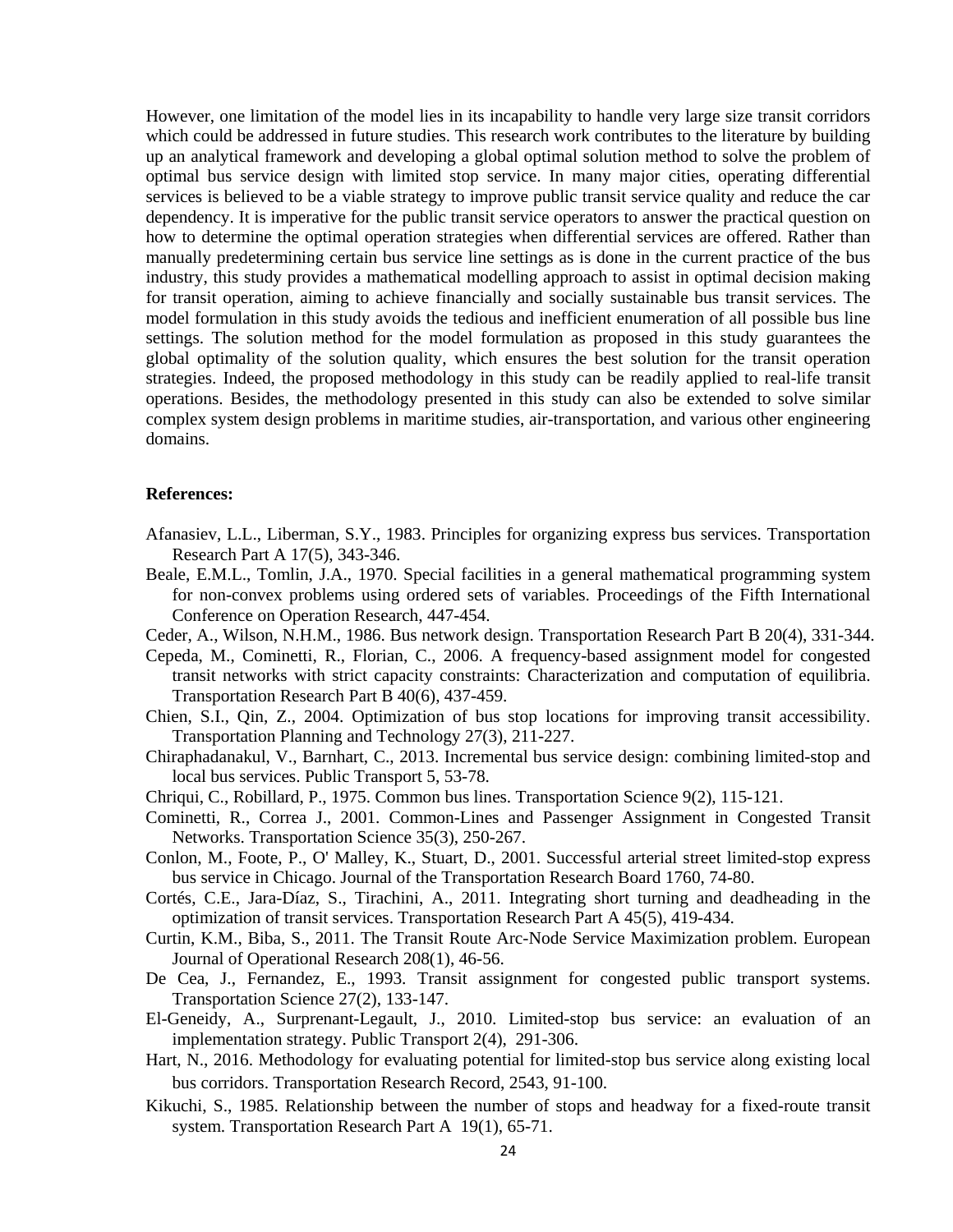However, one limitation of the model lies in its incapability to handle very large size transit corridors which could be addressed in future studies. This research work contributes to the literature by building up an analytical framework and developing a global optimal solution method to solve the problem of optimal bus service design with limited stop service. In many major cities, operating differential services is believed to be a viable strategy to improve public transit service quality and reduce the car dependency. It is imperative for the public transit service operators to answer the practical question on how to determine the optimal operation strategies when differential services are offered. Rather than manually predetermining certain bus service line settings as is done in the current practice of the bus industry, this study provides a mathematical modelling approach to assist in optimal decision making for transit operation, aiming to achieve financially and socially sustainable bus transit services. The model formulation in this study avoids the tedious and inefficient enumeration of all possible bus line settings. The solution method for the model formulation as proposed in this study guarantees the global optimality of the solution quality, which ensures the best solution for the transit operation strategies. Indeed, the proposed methodology in this study can be readily applied to real-life transit operations. Besides, the methodology presented in this study can also be extended to solve similar complex system design problems in maritime studies, air-transportation, and various other engineering domains.

**References:**

Afanasiev, L.L., Liberman, S.Y., 1983. Principles for organizing express bus services. Transportation Research Part A 17(5), 343-346.

Beale, E.M.L., Tomlin, J.A., 1970. Special facilities in a general mathematical programming system for non-convex problems using ordered sets of variables. Proceedings of the Fifth International Conference on Operation Research, 447-454.

Ceder, A., Wilson, N.H.M., 1986. Bus network design. Transportation Research Part B 20(4), 331-344.

Cepeda, M., Cominetti, R., Florian, C., 2006. A frequency-based assignment model for congested transit networks with strict capacity constraints: Characterization and computation of equilibria. Transportation Research Part B 40(6), 437-459.

Chien, S.I., Qin, Z., 2004. Optimization of bus stop locations for improving transit accessibility. Transportation Planning and Technology 27(3), 211-227.

Chiraphadanakul, V., Barnhart, C., 2013. Incremental bus service design: combining limited-stop and local bus services. Public Transport 5, 53-78.

Chriqui, C., Robillard, P., 1975. Common bus lines. Transportation Science 9(2), 115-121.

Cominetti, R., Correa J., 2001. Common-Lines and Passenger Assignment in Congested Transit Networks. Transportation Science 35(3), 250-267.

Conlon, M., Foote, P., O' Malley, K., Stuart, D., 2001. Successful arterial street limited-stop express bus service in Chicago. Journal of the Transportation Research Board 1760, 74-80.

Cortés, C.E., Jara-Díaz, S., Tirachini, A., 2011. Integrating short turning and deadheading in the optimization of transit services. Transportation Research Part A 45(5), 419-434.

Curtin, K.M., Biba, S., 2011. The Transit Route Arc-Node Service Maximization problem. European Journal of Operational Research 208(1), 46-56.

De Cea, J., Fernandez, E., 1993. Transit assignment for congested public transport systems. Transportation Science 27(2), 133-147.

El-Geneidy, A., Surprenant-Legault, J., 2010. Limited-stop bus service: an evaluation of an implementation strategy. Public Transport 2(4), 291-306.

Hart, N., 2016. Methodology for evaluating potential for limited-stop bus service along existing local bus corridors. Transportation Research Record, 2543, 91-100.

Kikuchi, S., 1985. Relationship between the number of stops and headway for a fixed-route transit system. Transportation Research Part A 19(1), 65-71.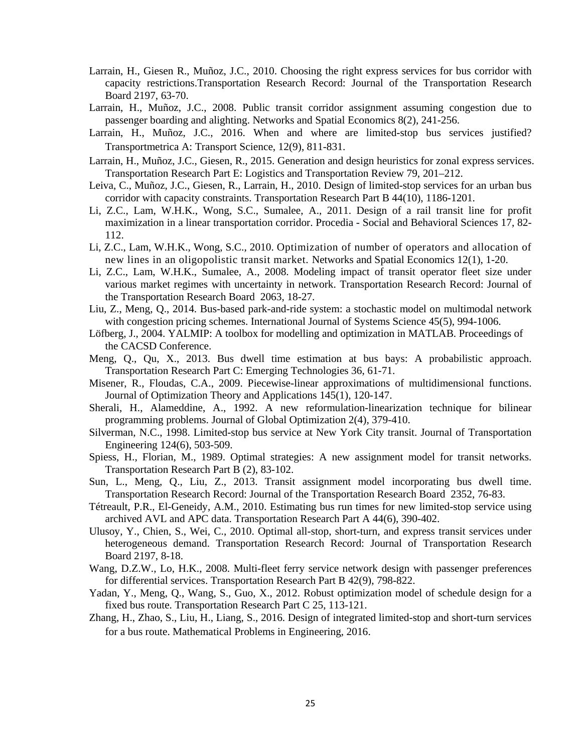Larrain, H., Giesen R., Muñoz, J.C., 2010. Choosing the right express services for bus corridor with capacity restrictions.Transportation Research Record: Journal of the Transportation Research Board 2197, 63-70.

Larrain, H., Muñoz, J.C., 2008. Public transit corridor assignment assuming congestion due to passenger boarding and alighting. Networks and Spatial Economics 8(2), 241-256.

Larrain, H., Muñoz, J.C., 2016. When and where are limited-stop bus services justified? Transportmetrica A: Transport Science, 12(9), 811-831.

Larrain, H., Muñoz, J.C., Giesen, R., 2015. Generation and design heuristics for zonal express services. Transportation Research Part E: Logistics and Transportation Review 79, 201–212.

Leiva, C., Muñoz, J.C., Giesen, R., Larrain, H., 2010. Design of limited-stop services for an urban bus corridor with capacity constraints. Transportation Research Part B 44(10), 1186-1201.

Li, Z.C., Lam, W.H.K., Wong, S.C., Sumalee, A., 2011. Design of a rail transit line for profit maximization in a linear transportation corridor. Procedia - Social and Behavioral Sciences 17, 82-112.

Li, Z.C., Lam, W.H.K., Wong, S.C., 2010. Optimization of number of operators and allocation of new lines in an oligopolistic transit market. Networks and Spatial Economics 12(1), 1-20.

Li, Z.C., Lam, W.H.K., Sumalee, A., 2008. Modeling impact of transit operator fleet size under various market regimes with uncertainty in network. Transportation Research Record: Journal of the Transportation Research Board 2063, 18-27.

Liu, Z., Meng, Q., 2014. Bus-based park-and-ride system: a stochastic model on multimodal network with congestion pricing schemes. International Journal of Systems Science 45(5), 994-1006.

Löfberg, J., 2004. YALMIP: A toolbox for modelling and optimization in MATLAB. Proceedings of the CACSD Conference.

Meng, Q., Qu, X., 2013. Bus dwell time estimation at bus bays: A probabilistic approach. Transportation Research Part C: Emerging Technologies 36, 61-71.

Misener, R., Floudas, C.A., 2009. Piecewise-linear approximations of multidimensional functions. Journal of Optimization Theory and Applications 145(1), 120-147.

Sherali, H., Alameddine, A., 1992. A new reformulation-linearization technique for bilinear programming problems. Journal of Global Optimization 2(4), 379-410.

Silverman, N.C., 1998. Limited-stop bus service at New York City transit. Journal of Transportation Engineering 124(6), 503-509.

Spiess, H., Florian, M., 1989. Optimal strategies: A new assignment model for transit networks. Transportation Research Part B (2), 83-102.

Sun, L., Meng, Q., Liu, Z., 2013. Transit assignment model incorporating bus dwell time. Transportation Research Record: Journal of the Transportation Research Board 2352, 76-83.

Tétreault, P.R., El-Geneidy, A.M., 2010. Estimating bus run times for new limited-stop service using archived AVL and APC data. Transportation Research Part A 44(6), 390-402.

Ulusoy, Y., Chien, S., Wei, C., 2010. Optimal all-stop, short-turn, and express transit services under heterogeneous demand. Transportation Research Record: Journal of Transportation Research Board 2197, 8-18.

Wang, D.Z.W., Lo, H.K., 2008. Multi-fleet ferry service network design with passenger preferences for differential services. Transportation Research Part B 42(9), 798-822.

Yadan, Y., Meng, Q., Wang, S., Guo, X., 2012. Robust optimization model of schedule design for a fixed bus route. Transportation Research Part C 25, 113-121.

Zhang, H., Zhao, S., Liu, H., Liang, S., 2016. Design of integrated limited-stop and short-turn services for a bus route. Mathematical Problems in Engineering, 2016.